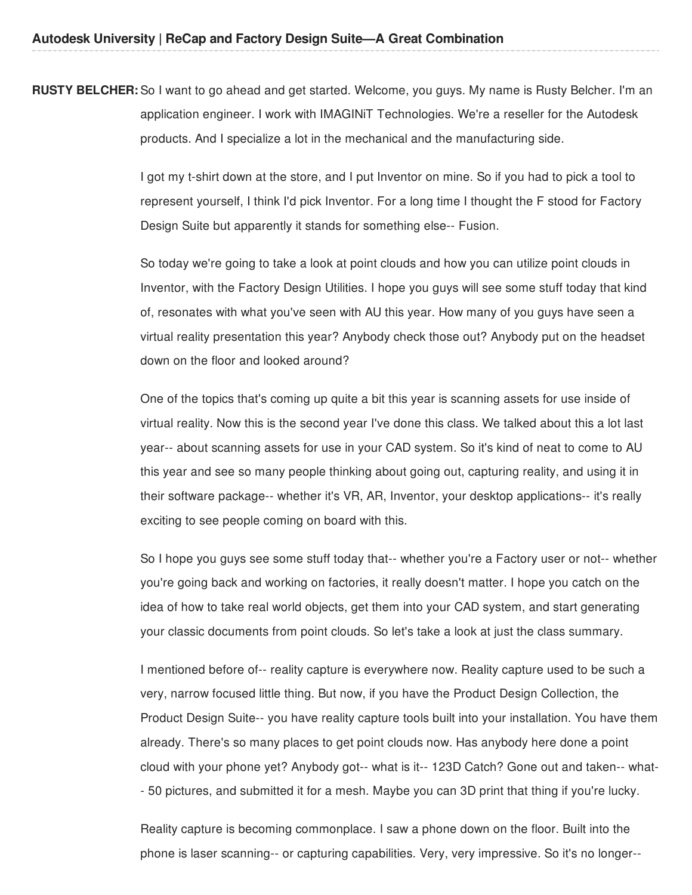**RUSTY BELCHER:** So I want to go ahead and get started. Welcome, you guys. My name is Rusty Belcher. I'm an application engineer. I work with IMAGINiT Technologies. We're a reseller for the Autodesk products. And I specialize a lot in the mechanical and the manufacturing side.

I got my t-shirt down at the store, and I put Inventor on mine. So if you had to pick a tool to represent yourself, I think I'd pick Inventor. For a long time I thought the F stood for Factory Design Suite but apparently it stands for something else-- Fusion.

So today we're going to take a look at point clouds and how you can utilize point clouds in Inventor, with the Factory Design Utilities. I hope you guys will see some stuff today that kind of, resonates with what you've seen with AU this year. How many of you guys have seen a virtual reality presentation this year? Anybody check those out? Anybody put on the headset down on the floor and looked around?

One of the topics that's coming up quite a bit this year is scanning assets for use inside of virtual reality. Now this is the second year I've done this class. We talked about this a lot last year-- about scanning assets for use in your CAD system. So it's kind of neat to come to AU this year and see so many people thinking about going out, capturing reality, and using it in their software package-- whether it's VR, AR, Inventor, your desktop applications-- it's really exciting to see people coming on board with this.

So I hope you guys see some stuff today that-- whether you're a Factory user or not-- whether you're going back and working on factories, it really doesn't matter. I hope you catch on the idea of how to take real world objects, get them into your CAD system, and start generating your classic documents from point clouds. So let's take a look at just the class summary.

I mentioned before of-- reality capture is everywhere now. Reality capture used to be such a very, narrow focused little thing. But now, if you have the Product Design Collection, the Product Design Suite-- you have reality capture tools built into your installation. You have them already. There's so many places to get point clouds now. Has anybody here done a point cloud with your phone yet? Anybody got-- what is it-- 123D Catch? Gone out and taken-- what-- 50 pictures, and submitted it for a mesh. Maybe you can 3D print that thing if you're lucky.

Reality capture is becoming commonplace. I saw a phone down on the floor. Built into the phone is laser scanning-- or capturing capabilities. Very, very impressive. So it's no longer--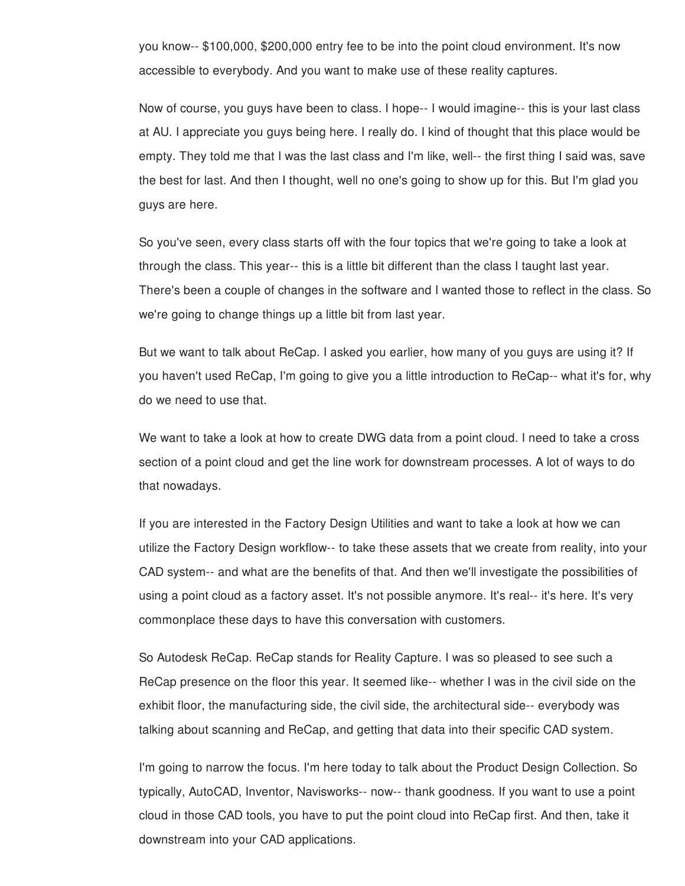you know-- $100,000, $200,000 entry fee to be into the point cloud environment. It's now accessible to everybody. And you want to make use of these reality captures.

Now of course, you guys have been to class. I hope-- I would imagine-- this is your last class at AU. I appreciate you guys being here. I really do. I kind of thought that this place would be empty. They told me that I was the last class and I'm like, well-- the first thing I said was, save the best for last. And then I thought, well no one's going to show up for this. But I'm glad you guys are here.

So you've seen, every class starts off with the four topics that we're going to take a look at through the class. This year-- this is a little bit different than the class I taught last year. There's been a couple of changes in the software and I wanted those to reflect in the class. So we're going to change things up a little bit from last year.

But we want to talk about ReCap. I asked you earlier, how many of you guys are using it? If you haven't used ReCap, I'm going to give you a little introduction to ReCap-- what it's for, why do we need to use that.

We want to take a look at how to create DWG data from a point cloud. I need to take a cross section of a point cloud and get the line work for downstream processes. A lot of ways to do that nowadays.

If you are interested in the Factory Design Utilities and want to take a look at how we can utilize the Factory Design workflow-- to take these assets that we create from reality, into your CAD system-- and what are the benefits of that. And then we'll investigate the possibilities of using a point cloud as a factory asset. It's not possible anymore. It's real-- it's here. It's very commonplace these days to have this conversation with customers.

So Autodesk ReCap. ReCap stands for Reality Capture. I was so pleased to see such a ReCap presence on the floor this year. It seemed like-- whether I was in the civil side on the exhibit floor, the manufacturing side, the civil side, the architectural side-- everybody was talking about scanning and ReCap, and getting that data into their specific CAD system.

I'm going to narrow the focus. I'm here today to talk about the Product Design Collection. So typically, AutoCAD, Inventor, Navisworks-- now-- thank goodness. If you want to use a point cloud in those CAD tools, you have to put the point cloud into ReCap first. And then, take it downstream into your CAD applications.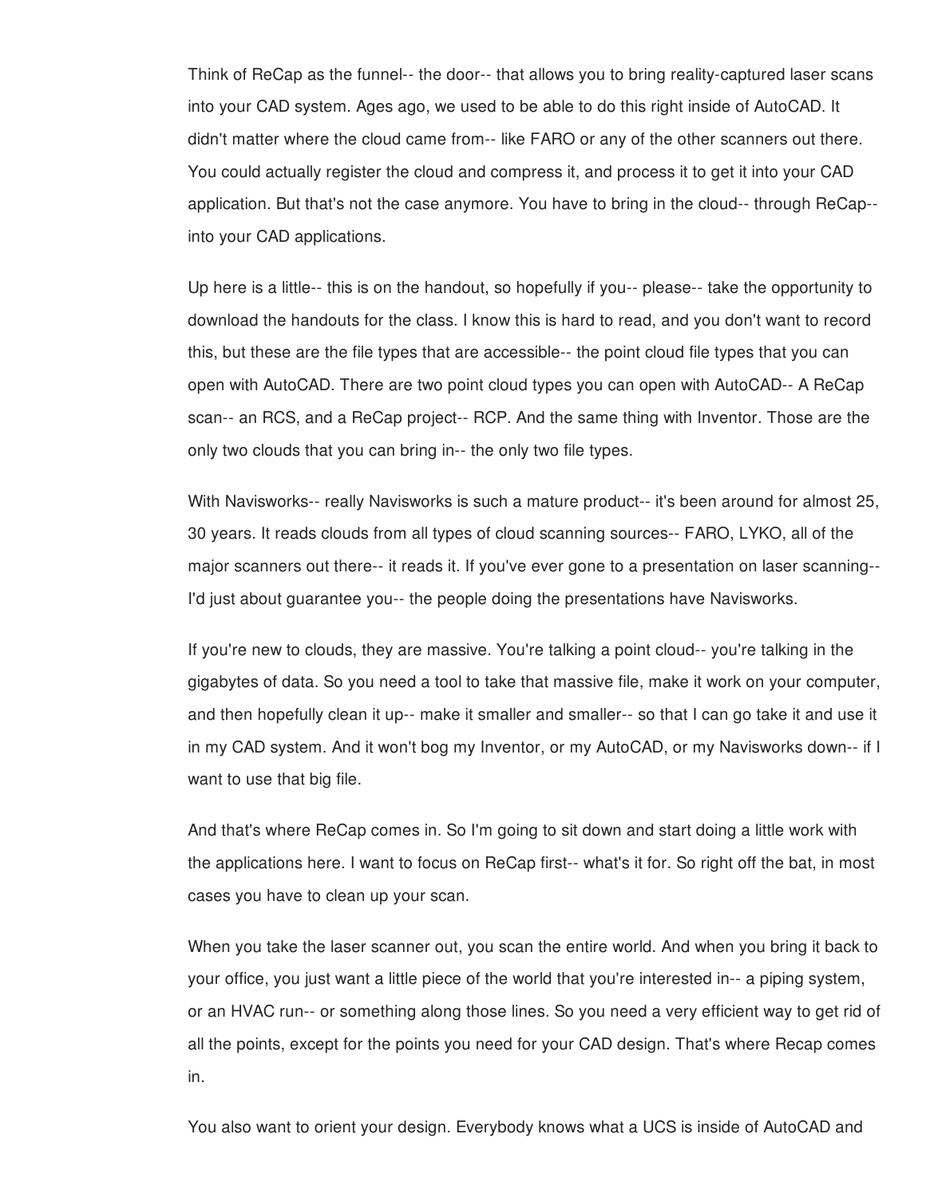Think of ReCap as the funnel-- the door-- that allows you to bring reality-captured laser scans into your CAD system. Ages ago, we used to be able to do this right inside of AutoCAD. It didn't matter where the cloud came from-- like FARO or any of the other scanners out there. You could actually register the cloud and compress it, and process it to get it into your CAD application. But that's not the case anymore. You have to bring in the cloud-- through ReCap-- into your CAD applications.

Up here is a little-- this is on the handout, so hopefully if you-- please-- take the opportunity to download the handouts for the class. I know this is hard to read, and you don't want to record this, but these are the file types that are accessible-- the point cloud file types that you can open with AutoCAD. There are two point cloud types you can open with AutoCAD-- A ReCap scan-- an RCS, and a ReCap project-- RCP. And the same thing with Inventor. Those are the only two clouds that you can bring in-- the only two file types.

With Navisworks-- really Navisworks is such a mature product-- it's been around for almost 25, 30 years. It reads clouds from all types of cloud scanning sources-- FARO, LYKO, all of the major scanners out there-- it reads it. If you've ever gone to a presentation on laser scanning-- I'd just about guarantee you-- the people doing the presentations have Navisworks.

If you're new to clouds, they are massive. You're talking a point cloud-- you're talking in the gigabytes of data. So you need a tool to take that massive file, make it work on your computer, and then hopefully clean it up-- make it smaller and smaller-- so that I can go take it and use it in my CAD system. And it won't bog my Inventor, or my AutoCAD, or my Navisworks down-- if I want to use that big file.

And that's where ReCap comes in. So I'm going to sit down and start doing a little work with the applications here. I want to focus on ReCap first-- what's it for. So right off the bat, in most cases you have to clean up your scan.

When you take the laser scanner out, you scan the entire world. And when you bring it back to your office, you just want a little piece of the world that you're interested in-- a piping system, or an HVAC run-- or something along those lines. So you need a very efficient way to get rid of all the points, except for the points you need for your CAD design. That's where Recap comes in.

You also want to orient your design. Everybody knows what a UCS is inside of AutoCAD and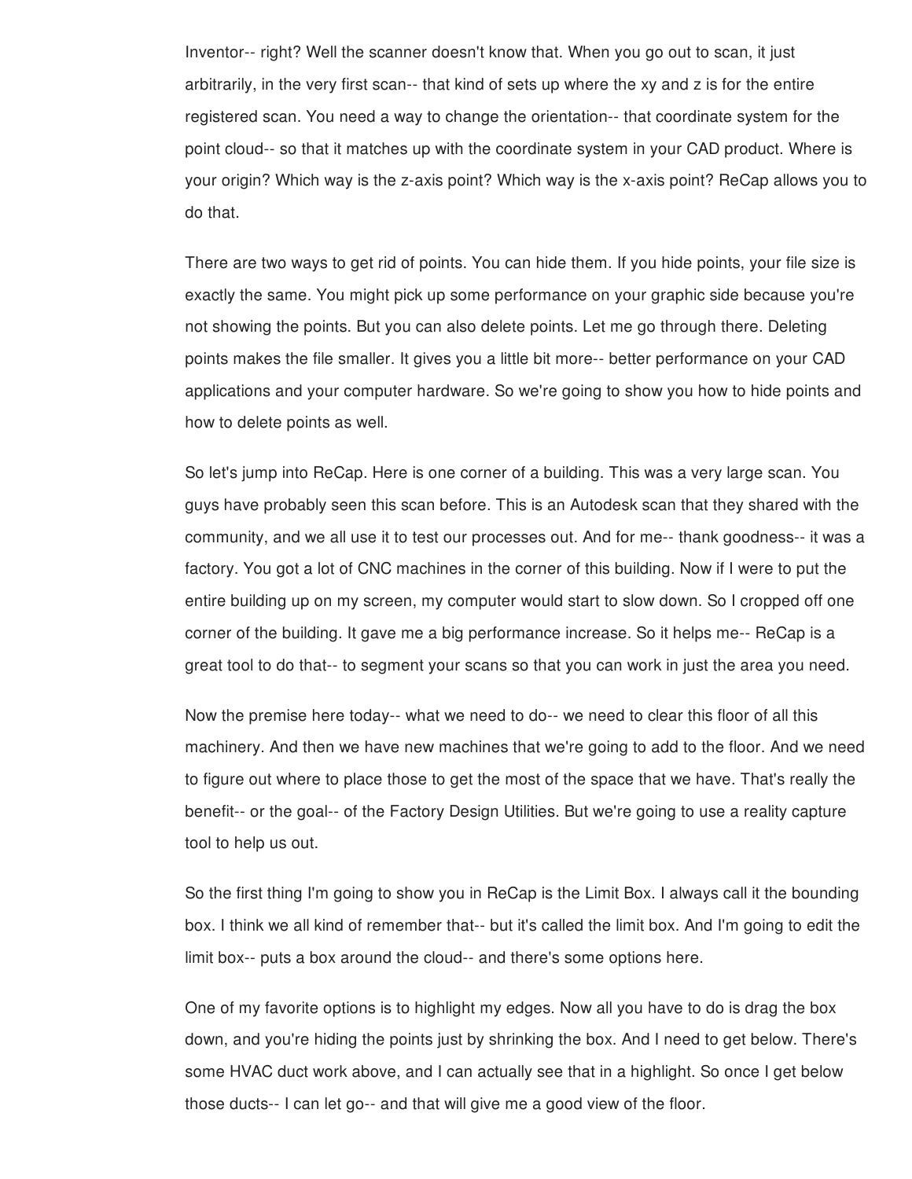Inventor-- right? Well the scanner doesn't know that. When you go out to scan, it just arbitrarily, in the very first scan-- that kind of sets up where the xy and z is for the entire registered scan. You need a way to change the orientation-- that coordinate system for the point cloud-- so that it matches up with the coordinate system in your CAD product. Where is your origin? Which way is the z-axis point? Which way is the x-axis point? ReCap allows you to do that.

There are two ways to get rid of points. You can hide them. If you hide points, your file size is exactly the same. You might pick up some performance on your graphic side because you're not showing the points. But you can also delete points. Let me go through there. Deleting points makes the file smaller. It gives you a little bit more-- better performance on your CAD applications and your computer hardware. So we're going to show you how to hide points and how to delete points as well.

So let's jump into ReCap. Here is one corner of a building. This was a very large scan. You guys have probably seen this scan before. This is an Autodesk scan that they shared with the community, and we all use it to test our processes out. And for me-- thank goodness-- it was a factory. You got a lot of CNC machines in the corner of this building. Now if I were to put the entire building up on my screen, my computer would start to slow down. So I cropped off one corner of the building. It gave me a big performance increase. So it helps me-- ReCap is a great tool to do that-- to segment your scans so that you can work in just the area you need.

Now the premise here today-- what we need to do-- we need to clear this floor of all this machinery. And then we have new machines that we're going to add to the floor. And we need to figure out where to place those to get the most of the space that we have. That's really the benefit-- or the goal-- of the Factory Design Utilities. But we're going to use a reality capture tool to help us out.

So the first thing I'm going to show you in ReCap is the Limit Box. I always call it the bounding box. I think we all kind of remember that-- but it's called the limit box. And I'm going to edit the limit box-- puts a box around the cloud-- and there's some options here.

One of my favorite options is to highlight my edges. Now all you have to do is drag the box down, and you're hiding the points just by shrinking the box. And I need to get below. There's some HVAC duct work above, and I can actually see that in a highlight. So once I get below those ducts-- I can let go-- and that will give me a good view of the floor.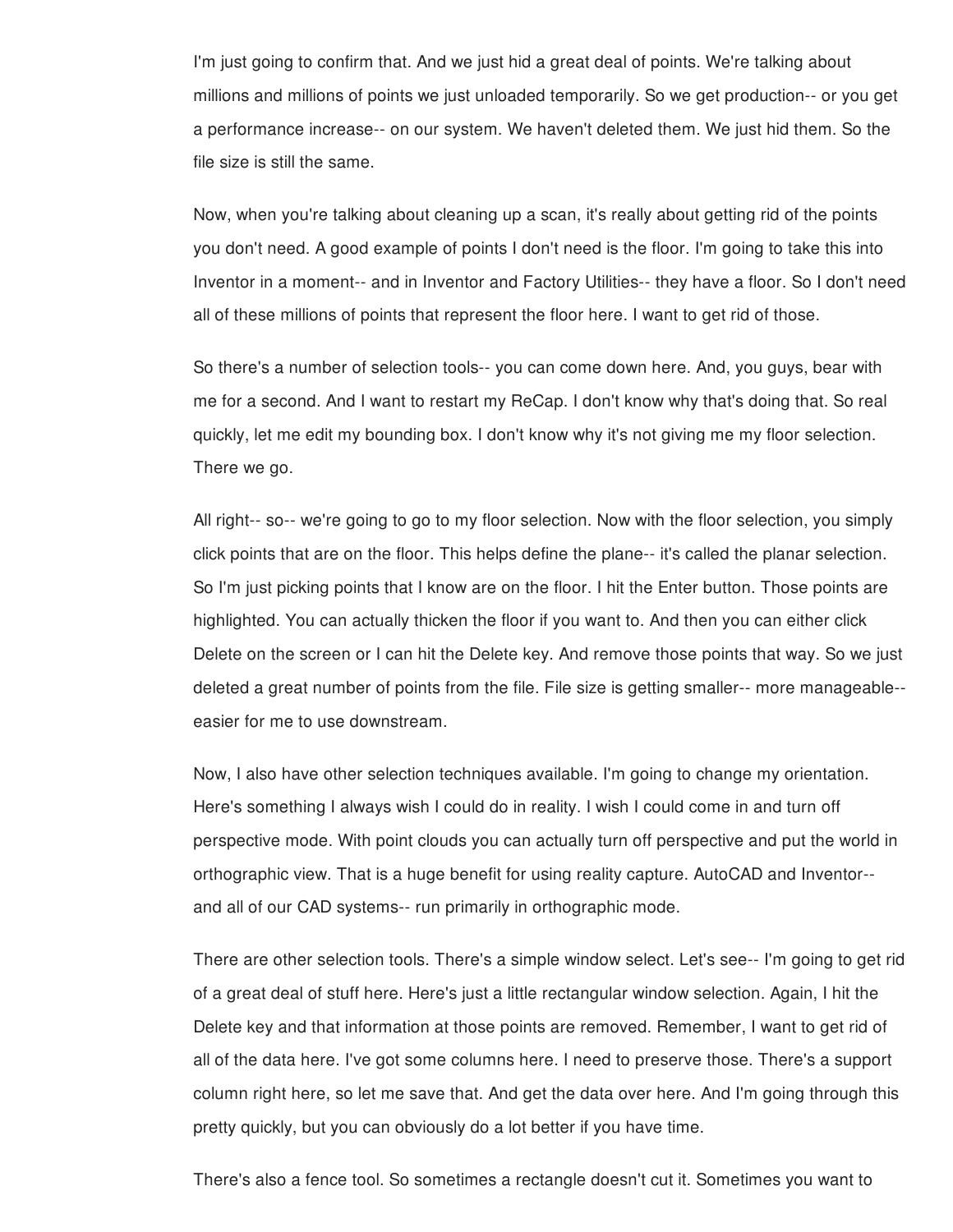I'm just going to confirm that. And we just hid a great deal of points. We're talking about millions and millions of points we just unloaded temporarily. So we get production-- or you get a performance increase-- on our system. We haven't deleted them. We just hid them. So the file size is still the same.

Now, when you're talking about cleaning up a scan, it's really about getting rid of the points you don't need. A good example of points I don't need is the floor. I'm going to take this into Inventor in a moment-- and in Inventor and Factory Utilities-- they have a floor. So I don't need all of these millions of points that represent the floor here. I want to get rid of those.

So there's a number of selection tools-- you can come down here. And, you guys, bear with me for a second. And I want to restart my ReCap. I don't know why that's doing that. So real quickly, let me edit my bounding box. I don't know why it's not giving me my floor selection. There we go.

All right-- so-- we're going to go to my floor selection. Now with the floor selection, you simply click points that are on the floor. This helps define the plane-- it's called the planar selection. So I'm just picking points that I know are on the floor. I hit the Enter button. Those points are highlighted. You can actually thicken the floor if you want to. And then you can either click Delete on the screen or I can hit the Delete key. And remove those points that way. So we just deleted a great number of points from the file. File size is getting smaller-- more manageable-- easier for me to use downstream.

Now, I also have other selection techniques available. I'm going to change my orientation. Here's something I always wish I could do in reality. I wish I could come in and turn off perspective mode. With point clouds you can actually turn off perspective and put the world in orthographic view. That is a huge benefit for using reality capture. AutoCAD and Inventor-- and all of our CAD systems-- run primarily in orthographic mode.

There are other selection tools. There's a simple window select. Let's see-- I'm going to get rid of a great deal of stuff here. Here's just a little rectangular window selection. Again, I hit the Delete key and that information at those points are removed. Remember, I want to get rid of all of the data here. I've got some columns here. I need to preserve those. There's a support column right here, so let me save that. And get the data over here. And I'm going through this pretty quickly, but you can obviously do a lot better if you have time.

There's also a fence tool. So sometimes a rectangle doesn't cut it. Sometimes you want to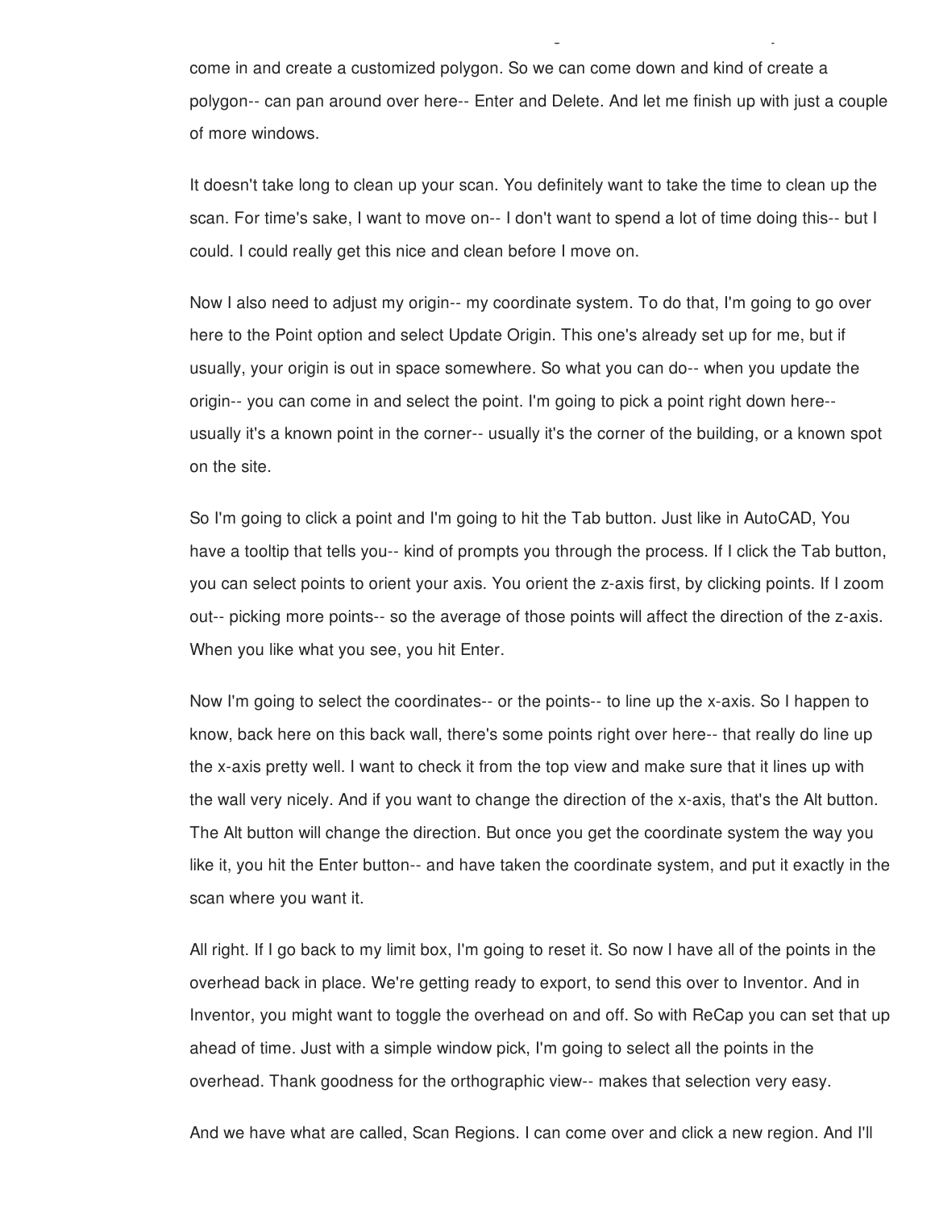come in and create a customized polygon. So we can come down and kind of create a polygon-- can pan around over here-- Enter and Delete. And let me finish up with just a couple of more windows.

It doesn't take long to clean up your scan. You definitely want to take the time to clean up the scan. For time's sake, I want to move on-- I don't want to spend a lot of time doing this-- but I could. I could really get this nice and clean before I move on.

Now I also need to adjust my origin-- my coordinate system. To do that, I'm going to go over here to the Point option and select Update Origin. This one's already set up for me, but if usually, your origin is out in space somewhere. So what you can do-- when you update the origin-- you can come in and select the point. I'm going to pick a point right down here-- usually it's a known point in the corner-- usually it's the corner of the building, or a known spot on the site.

So I'm going to click a point and I'm going to hit the Tab button. Just like in AutoCAD, You have a tooltip that tells you-- kind of prompts you through the process. If I click the Tab button, you can select points to orient your axis. You orient the z-axis first, by clicking points. If I zoom out-- picking more points-- so the average of those points will affect the direction of the z-axis. When you like what you see, you hit Enter.

Now I'm going to select the coordinates-- or the points-- to line up the x-axis. So I happen to know, back here on this back wall, there's some points right over here-- that really do line up the x-axis pretty well. I want to check it from the top view and make sure that it lines up with the wall very nicely. And if you want to change the direction of the x-axis, that's the Alt button. The Alt button will change the direction. But once you get the coordinate system the way you like it, you hit the Enter button-- and have taken the coordinate system, and put it exactly in the scan where you want it.

All right. If I go back to my limit box, I'm going to reset it. So now I have all of the points in the overhead back in place. We're getting ready to export, to send this over to Inventor. And in Inventor, you might want to toggle the overhead on and off. So with ReCap you can set that up ahead of time. Just with a simple window pick, I'm going to select all the points in the overhead. Thank goodness for the orthographic view-- makes that selection very easy.

And we have what are called, Scan Regions. I can come over and click a new region. And I'll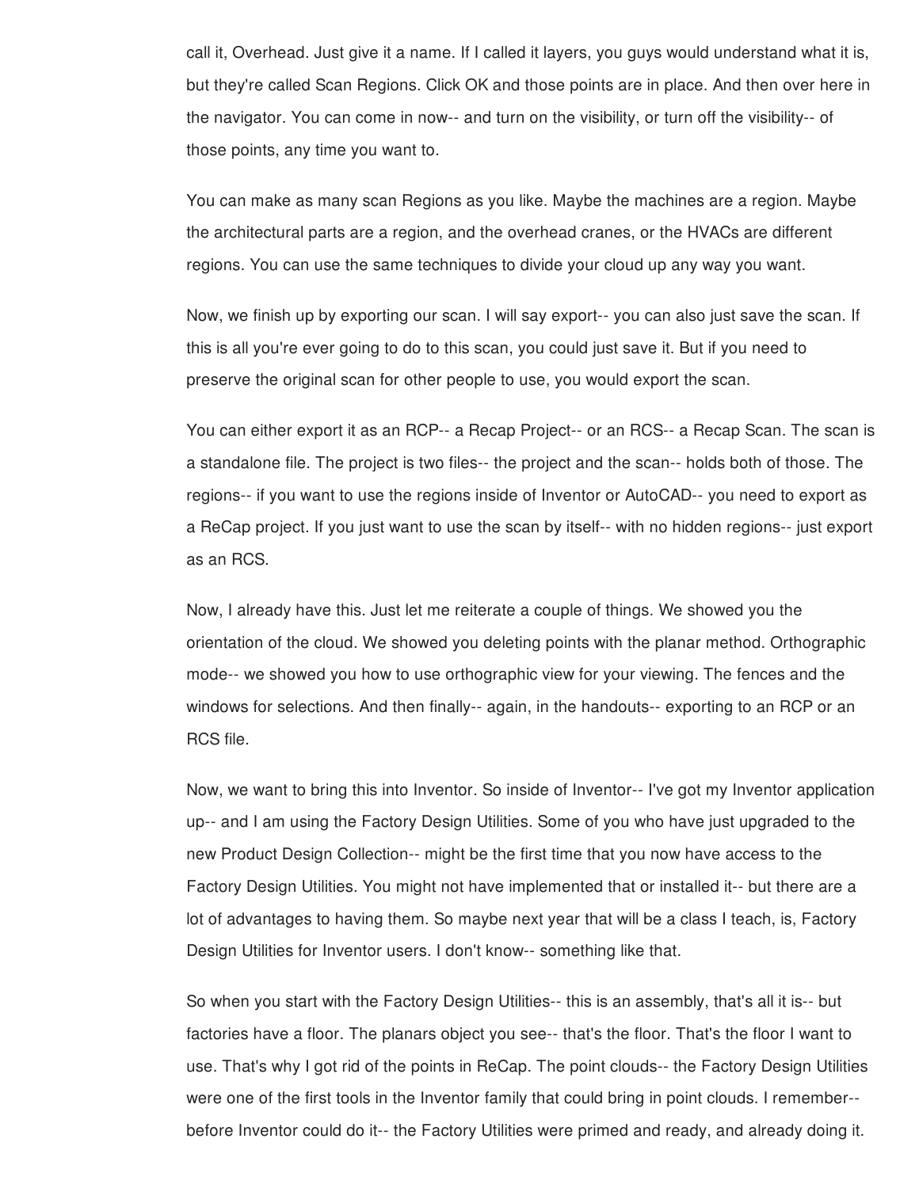call it, Overhead. Just give it a name. If I called it layers, you guys would understand what it is, but they're called Scan Regions. Click OK and those points are in place. And then over here in the navigator. You can come in now-- and turn on the visibility, or turn off the visibility-- of those points, any time you want to.

You can make as many scan Regions as you like. Maybe the machines are a region. Maybe the architectural parts are a region, and the overhead cranes, or the HVACs are different regions. You can use the same techniques to divide your cloud up any way you want.

Now, we finish up by exporting our scan. I will say export-- you can also just save the scan. If this is all you're ever going to do to this scan, you could just save it. But if you need to preserve the original scan for other people to use, you would export the scan.

You can either export it as an RCP-- a Recap Project-- or an RCS-- a Recap Scan. The scan is a standalone file. The project is two files-- the project and the scan-- holds both of those. The regions-- if you want to use the regions inside of Inventor or AutoCAD-- you need to export as a ReCap project. If you just want to use the scan by itself-- with no hidden regions-- just export as an RCS.

Now, I already have this. Just let me reiterate a couple of things. We showed you the orientation of the cloud. We showed you deleting points with the planar method. Orthographic mode-- we showed you how to use orthographic view for your viewing. The fences and the windows for selections. And then finally-- again, in the handouts-- exporting to an RCP or an RCS file.

Now, we want to bring this into Inventor. So inside of Inventor-- I've got my Inventor application up-- and I am using the Factory Design Utilities. Some of you who have just upgraded to the new Product Design Collection-- might be the first time that you now have access to the Factory Design Utilities. You might not have implemented that or installed it-- but there are a lot of advantages to having them. So maybe next year that will be a class I teach, is, Factory Design Utilities for Inventor users. I don't know-- something like that.

So when you start with the Factory Design Utilities-- this is an assembly, that's all it is-- but factories have a floor. The planars object you see-- that's the floor. That's the floor I want to use. That's why I got rid of the points in ReCap. The point clouds-- the Factory Design Utilities were one of the first tools in the Inventor family that could bring in point clouds. I remember-- before Inventor could do it-- the Factory Utilities were primed and ready, and already doing it.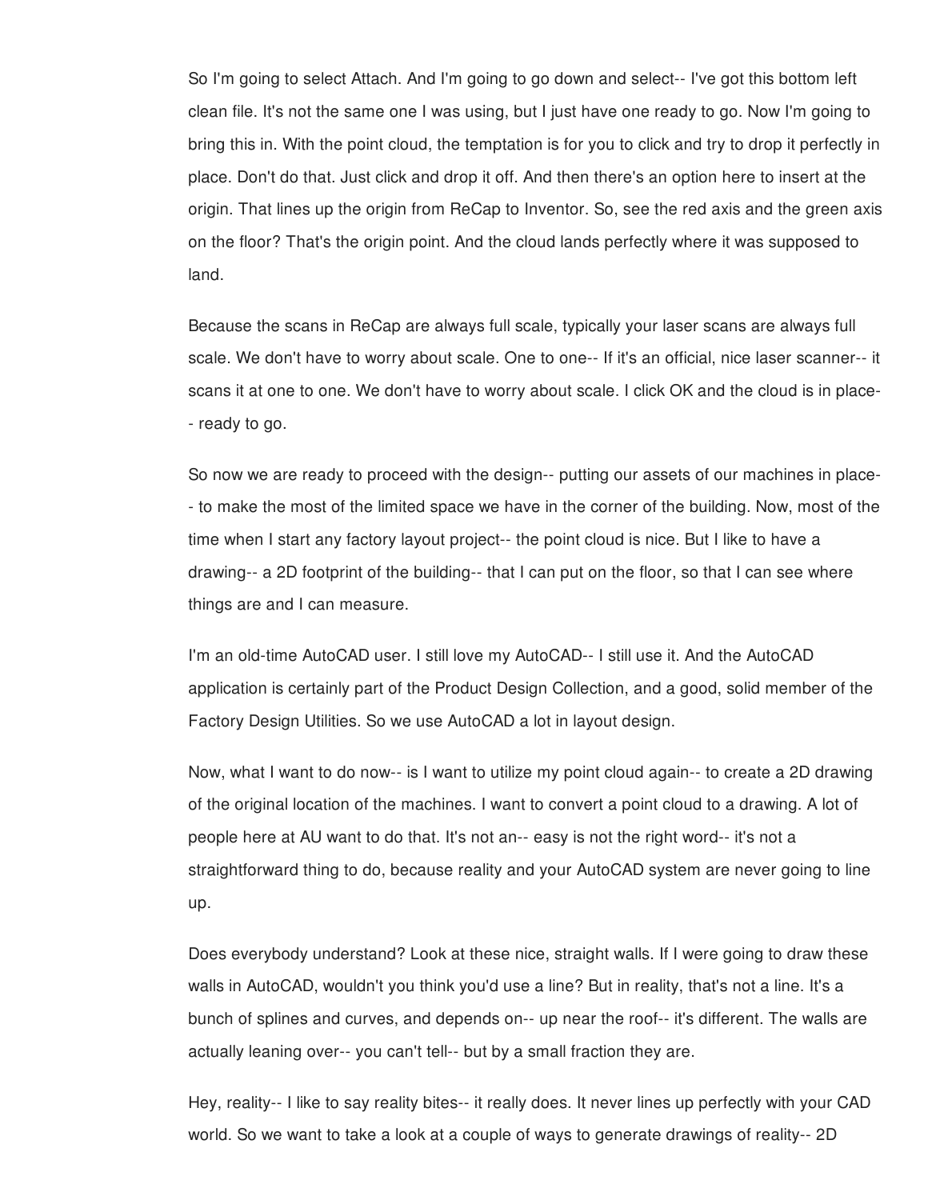So I'm going to select Attach. And I'm going to go down and select-- I've got this bottom left clean file. It's not the same one I was using, but I just have one ready to go. Now I'm going to bring this in. With the point cloud, the temptation is for you to click and try to drop it perfectly in place. Don't do that. Just click and drop it off. And then there's an option here to insert at the origin. That lines up the origin from ReCap to Inventor. So, see the red axis and the green axis on the floor? That's the origin point. And the cloud lands perfectly where it was supposed to land.

Because the scans in ReCap are always full scale, typically your laser scans are always full scale. We don't have to worry about scale. One to one-- If it's an official, nice laser scanner-- it scans it at one to one. We don't have to worry about scale. I click OK and the cloud is in place-- ready to go.

So now we are ready to proceed with the design-- putting our assets of our machines in place-- to make the most of the limited space we have in the corner of the building. Now, most of the time when I start any factory layout project-- the point cloud is nice. But I like to have a drawing-- a 2D footprint of the building-- that I can put on the floor, so that I can see where things are and I can measure.

I'm an old-time AutoCAD user. I still love my AutoCAD-- I still use it. And the AutoCAD application is certainly part of the Product Design Collection, and a good, solid member of the Factory Design Utilities. So we use AutoCAD a lot in layout design.

Now, what I want to do now-- is I want to utilize my point cloud again-- to create a 2D drawing of the original location of the machines. I want to convert a point cloud to a drawing. A lot of people here at AU want to do that. It's not an-- easy is not the right word-- it's not a straightforward thing to do, because reality and your AutoCAD system are never going to line up.

Does everybody understand? Look at these nice, straight walls. If I were going to draw these walls in AutoCAD, wouldn't you think you'd use a line? But in reality, that's not a line. It's a bunch of splines and curves, and depends on-- up near the roof-- it's different. The walls are actually leaning over-- you can't tell-- but by a small fraction they are.

Hey, reality-- I like to say reality bites-- it really does. It never lines up perfectly with your CAD world. So we want to take a look at a couple of ways to generate drawings of reality-- 2D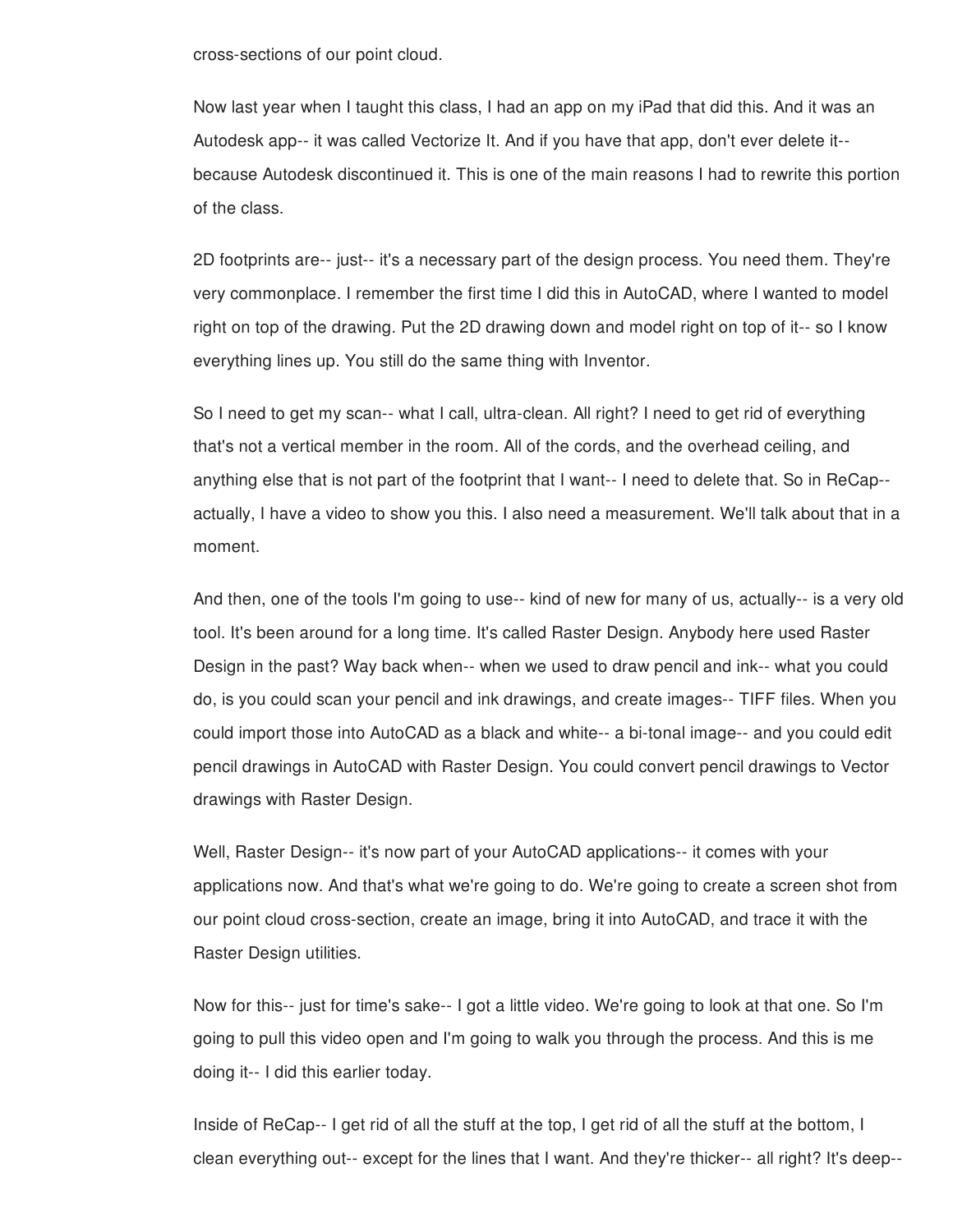cross-sections of our point cloud.

Now last year when I taught this class, I had an app on my iPad that did this. And it was an Autodesk app-- it was called Vectorize It. And if you have that app, don't ever delete it-- because Autodesk discontinued it. This is one of the main reasons I had to rewrite this portion of the class.

2D footprints are-- just-- it's a necessary part of the design process. You need them. They're very commonplace. I remember the first time I did this in AutoCAD, where I wanted to model right on top of the drawing. Put the 2D drawing down and model right on top of it-- so I know everything lines up. You still do the same thing with Inventor.

So I need to get my scan-- what I call, ultra-clean. All right? I need to get rid of everything that's not a vertical member in the room. All of the cords, and the overhead ceiling, and anything else that is not part of the footprint that I want-- I need to delete that. So in ReCap-- actually, I have a video to show you this. I also need a measurement. We'll talk about that in a moment.

And then, one of the tools I'm going to use-- kind of new for many of us, actually-- is a very old tool. It's been around for a long time. It's called Raster Design. Anybody here used Raster Design in the past? Way back when-- when we used to draw pencil and ink-- what you could do, is you could scan your pencil and ink drawings, and create images-- TIFF files. When you could import those into AutoCAD as a black and white-- a bi-tonal image-- and you could edit pencil drawings in AutoCAD with Raster Design. You could convert pencil drawings to Vector drawings with Raster Design.

Well, Raster Design-- it's now part of your AutoCAD applications-- it comes with your applications now. And that's what we're going to do. We're going to create a screen shot from our point cloud cross-section, create an image, bring it into AutoCAD, and trace it with the Raster Design utilities.

Now for this-- just for time's sake-- I got a little video. We're going to look at that one. So I'm going to pull this video open and I'm going to walk you through the process. And this is me doing it-- I did this earlier today.

Inside of ReCap-- I get rid of all the stuff at the top, I get rid of all the stuff at the bottom, I clean everything out-- except for the lines that I want. And they're thicker-- all right? It's deep--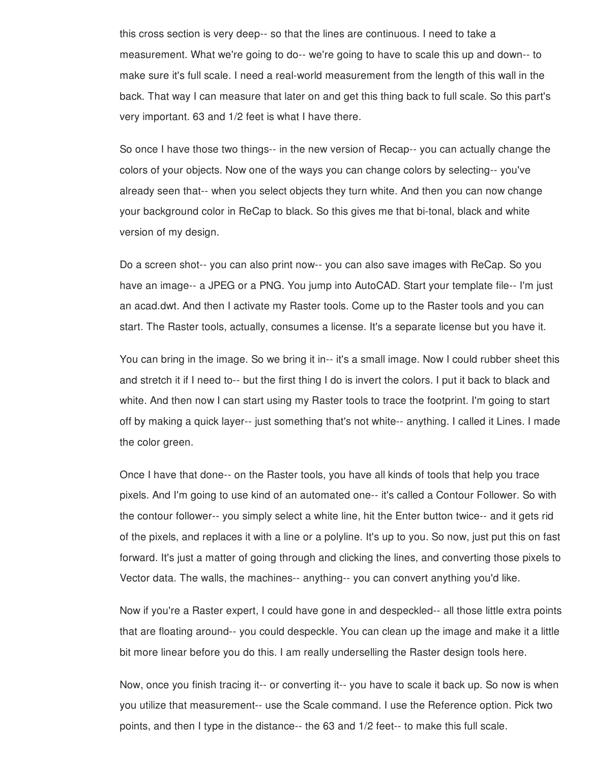this cross section is very deep-- so that the lines are continuous. I need to take a measurement. What we're going to do-- we're going to have to scale this up and down-- to make sure it's full scale. I need a real-world measurement from the length of this wall in the back. That way I can measure that later on and get this thing back to full scale. So this part's very important. 63 and 1/2 feet is what I have there.

So once I have those two things-- in the new version of Recap-- you can actually change the colors of your objects. Now one of the ways you can change colors by selecting-- you've already seen that-- when you select objects they turn white. And then you can now change your background color in ReCap to black. So this gives me that bi-tonal, black and white version of my design.

Do a screen shot-- you can also print now-- you can also save images with ReCap. So you have an image-- a JPEG or a PNG. You jump into AutoCAD. Start your template file-- I'm just an acad.dwt. And then I activate my Raster tools. Come up to the Raster tools and you can start. The Raster tools, actually, consumes a license. It's a separate license but you have it.

You can bring in the image. So we bring it in-- it's a small image. Now I could rubber sheet this and stretch it if I need to-- but the first thing I do is invert the colors. I put it back to black and white. And then now I can start using my Raster tools to trace the footprint. I'm going to start off by making a quick layer-- just something that's not white-- anything. I called it Lines. I made the color green.

Once I have that done-- on the Raster tools, you have all kinds of tools that help you trace pixels. And I'm going to use kind of an automated one-- it's called a Contour Follower. So with the contour follower-- you simply select a white line, hit the Enter button twice-- and it gets rid of the pixels, and replaces it with a line or a polyline. It's up to you. So now, just put this on fast forward. It's just a matter of going through and clicking the lines, and converting those pixels to Vector data. The walls, the machines-- anything-- you can convert anything you'd like.

Now if you're a Raster expert, I could have gone in and despeckled-- all those little extra points that are floating around-- you could despeckle. You can clean up the image and make it a little bit more linear before you do this. I am really underselling the Raster design tools here.

Now, once you finish tracing it-- or converting it-- you have to scale it back up. So now is when you utilize that measurement-- use the Scale command. I use the Reference option. Pick two points, and then I type in the distance-- the 63 and 1/2 feet-- to make this full scale.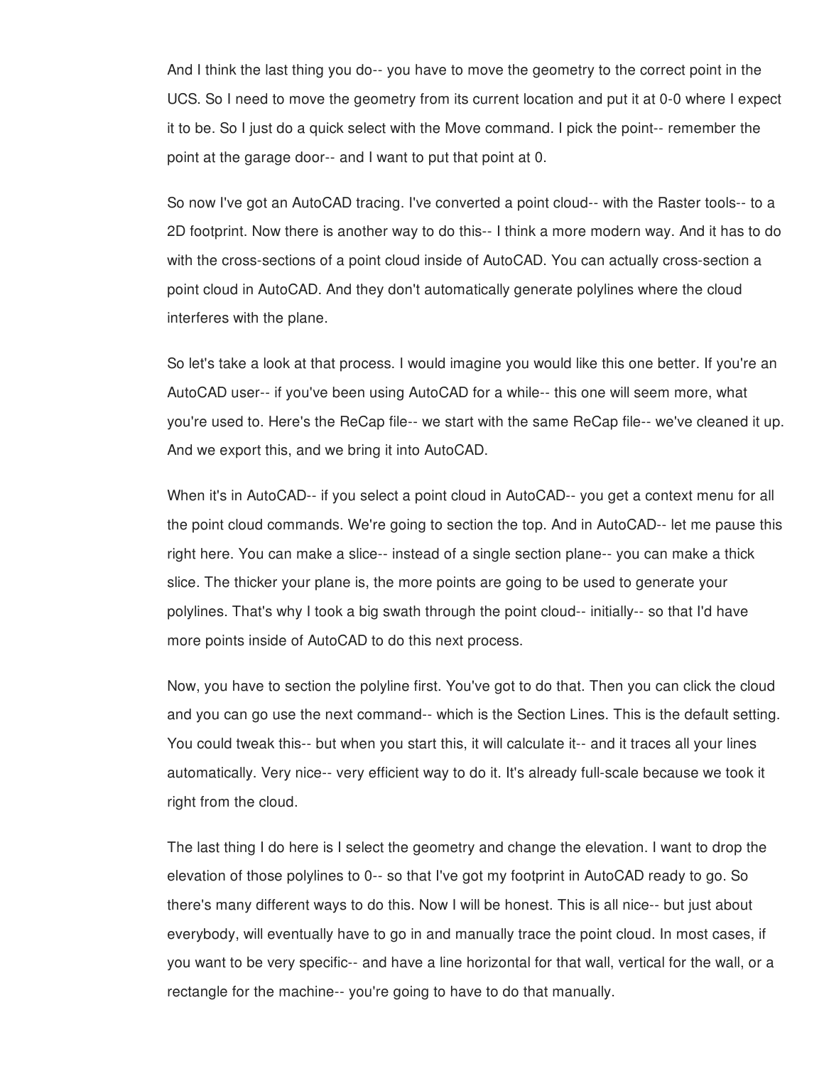And I think the last thing you do-- you have to move the geometry to the correct point in the UCS. So I need to move the geometry from its current location and put it at 0-0 where I expect it to be. So I just do a quick select with the Move command. I pick the point-- remember the point at the garage door-- and I want to put that point at 0.

So now I've got an AutoCAD tracing. I've converted a point cloud-- with the Raster tools-- to a 2D footprint. Now there is another way to do this-- I think a more modern way. And it has to do with the cross-sections of a point cloud inside of AutoCAD. You can actually cross-section a point cloud in AutoCAD. And they don't automatically generate polylines where the cloud interferes with the plane.

So let's take a look at that process. I would imagine you would like this one better. If you're an AutoCAD user-- if you've been using AutoCAD for a while-- this one will seem more, what you're used to. Here's the ReCap file-- we start with the same ReCap file-- we've cleaned it up. And we export this, and we bring it into AutoCAD.

When it's in AutoCAD-- if you select a point cloud in AutoCAD-- you get a context menu for all the point cloud commands. We're going to section the top. And in AutoCAD-- let me pause this right here. You can make a slice-- instead of a single section plane-- you can make a thick slice. The thicker your plane is, the more points are going to be used to generate your polylines. That's why I took a big swath through the point cloud-- initially-- so that I'd have more points inside of AutoCAD to do this next process.

Now, you have to section the polyline first. You've got to do that. Then you can click the cloud and you can go use the next command-- which is the Section Lines. This is the default setting. You could tweak this-- but when you start this, it will calculate it-- and it traces all your lines automatically. Very nice-- very efficient way to do it. It's already full-scale because we took it right from the cloud.

The last thing I do here is I select the geometry and change the elevation. I want to drop the elevation of those polylines to 0-- so that I've got my footprint in AutoCAD ready to go. So there's many different ways to do this. Now I will be honest. This is all nice-- but just about everybody, will eventually have to go in and manually trace the point cloud. In most cases, if you want to be very specific-- and have a line horizontal for that wall, vertical for the wall, or a rectangle for the machine-- you're going to have to do that manually.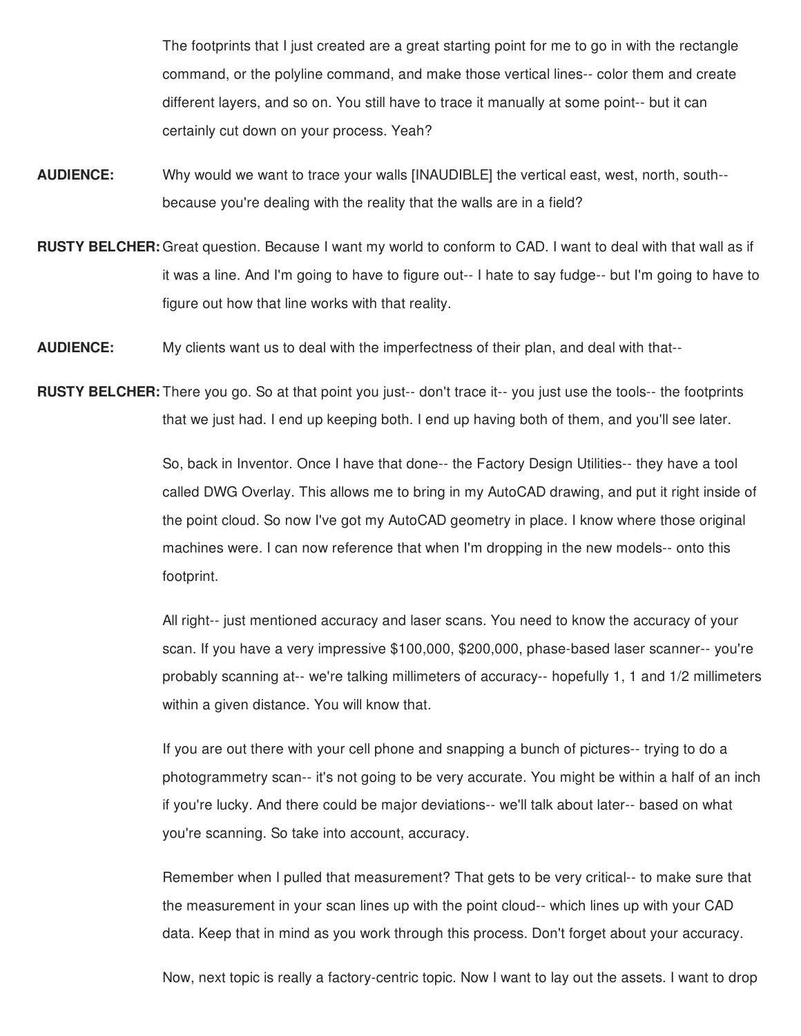The footprints that I just created are a great starting point for me to go in with the rectangle command, or the polyline command, and make those vertical lines-- color them and create different layers, and so on. You still have to trace it manually at some point-- but it can certainly cut down on your process. Yeah?

**AUDIENCE:** Why would we want to trace your walls [INAUDIBLE] the vertical east, west, north, south-- because you're dealing with the reality that the walls are in a field?

**RUSTY BELCHER:** Great question. Because I want my world to conform to CAD. I want to deal with that wall as if it was a line. And I'm going to have to figure out-- I hate to say fudge-- but I'm going to have to figure out how that line works with that reality.

**AUDIENCE:** My clients want us to deal with the imperfectness of their plan, and deal with that--

**RUSTY BELCHER:** There you go. So at that point you just-- don't trace it-- you just use the tools-- the footprints that we just had. I end up keeping both. I end up having both of them, and you'll see later.

So, back in Inventor. Once I have that done-- the Factory Design Utilities-- they have a tool called DWG Overlay. This allows me to bring in my AutoCAD drawing, and put it right inside of the point cloud. So now I've got my AutoCAD geometry in place. I know where those original machines were. I can now reference that when I'm dropping in the new models-- onto this footprint.

All right-- just mentioned accuracy and laser scans. You need to know the accuracy of your scan. If you have a very impressive $100,000, $200,000, phase-based laser scanner-- you're probably scanning at-- we're talking millimeters of accuracy-- hopefully 1, 1 and 1/2 millimeters within a given distance. You will know that.

If you are out there with your cell phone and snapping a bunch of pictures-- trying to do a photogrammetry scan-- it's not going to be very accurate. You might be within a half of an inch if you're lucky. And there could be major deviations-- we'll talk about later-- based on what you're scanning. So take into account, accuracy.

Remember when I pulled that measurement? That gets to be very critical-- to make sure that the measurement in your scan lines up with the point cloud-- which lines up with your CAD data. Keep that in mind as you work through this process. Don't forget about your accuracy.

Now, next topic is really a factory-centric topic. Now I want to lay out the assets. I want to drop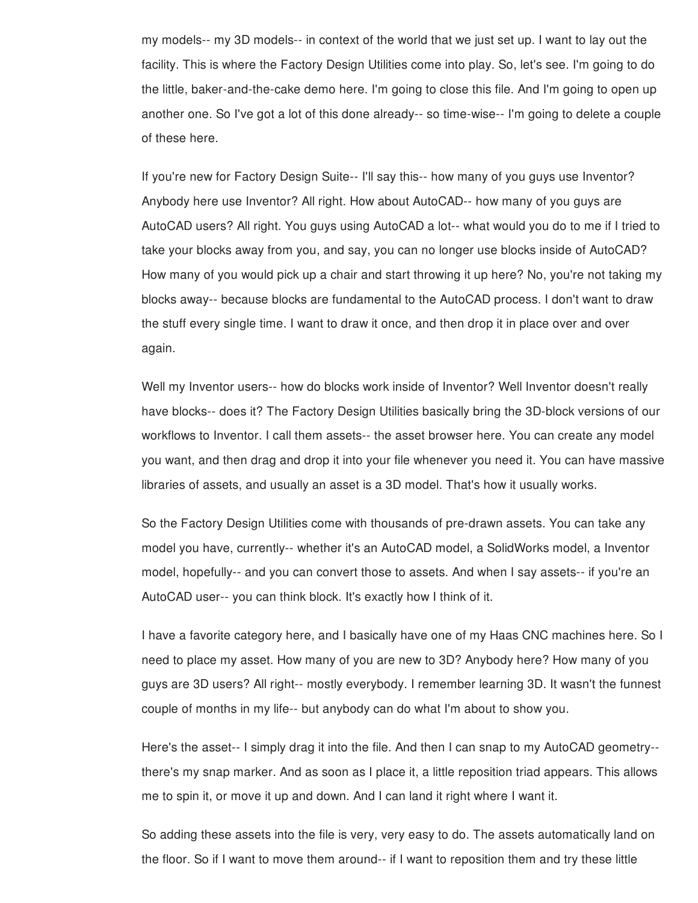my models-- my 3D models-- in context of the world that we just set up. I want to lay out the facility. This is where the Factory Design Utilities come into play. So, let's see. I'm going to do the little, baker-and-the-cake demo here. I'm going to close this file. And I'm going to open up another one. So I've got a lot of this done already-- so time-wise-- I'm going to delete a couple of these here.

If you're new for Factory Design Suite-- I'll say this-- how many of you guys use Inventor? Anybody here use Inventor? All right. How about AutoCAD-- how many of you guys are AutoCAD users? All right. You guys using AutoCAD a lot-- what would you do to me if I tried to take your blocks away from you, and say, you can no longer use blocks inside of AutoCAD? How many of you would pick up a chair and start throwing it up here? No, you're not taking my blocks away-- because blocks are fundamental to the AutoCAD process. I don't want to draw the stuff every single time. I want to draw it once, and then drop it in place over and over again.

Well my Inventor users-- how do blocks work inside of Inventor? Well Inventor doesn't really have blocks-- does it? The Factory Design Utilities basically bring the 3D-block versions of our workflows to Inventor. I call them assets-- the asset browser here. You can create any model you want, and then drag and drop it into your file whenever you need it. You can have massive libraries of assets, and usually an asset is a 3D model. That's how it usually works.

So the Factory Design Utilities come with thousands of pre-drawn assets. You can take any model you have, currently-- whether it's an AutoCAD model, a SolidWorks model, a Inventor model, hopefully-- and you can convert those to assets. And when I say assets-- if you're an AutoCAD user-- you can think block. It's exactly how I think of it.

I have a favorite category here, and I basically have one of my Haas CNC machines here. So I need to place my asset. How many of you are new to 3D? Anybody here? How many of you guys are 3D users? All right-- mostly everybody. I remember learning 3D. It wasn't the funnest couple of months in my life-- but anybody can do what I'm about to show you.

Here's the asset-- I simply drag it into the file. And then I can snap to my AutoCAD geometry-- there's my snap marker. And as soon as I place it, a little reposition triad appears. This allows me to spin it, or move it up and down. And I can land it right where I want it.

So adding these assets into the file is very, very easy to do. The assets automatically land on the floor. So if I want to move them around-- if I want to reposition them and try these little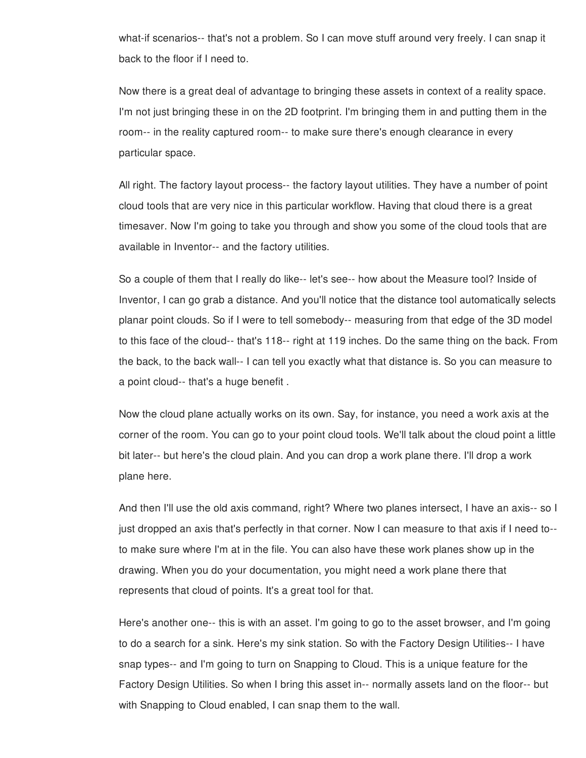what-if scenarios-- that's not a problem. So I can move stuff around very freely. I can snap it back to the floor if I need to.

Now there is a great deal of advantage to bringing these assets in context of a reality space. I'm not just bringing these in on the 2D footprint. I'm bringing them in and putting them in the room-- in the reality captured room-- to make sure there's enough clearance in every particular space.

All right. The factory layout process-- the factory layout utilities. They have a number of point cloud tools that are very nice in this particular workflow. Having that cloud there is a great timesaver. Now I'm going to take you through and show you some of the cloud tools that are available in Inventor-- and the factory utilities.

So a couple of them that I really do like-- let's see-- how about the Measure tool? Inside of Inventor, I can go grab a distance. And you'll notice that the distance tool automatically selects planar point clouds. So if I were to tell somebody-- measuring from that edge of the 3D model to this face of the cloud-- that's 118-- right at 119 inches. Do the same thing on the back. From the back, to the back wall-- I can tell you exactly what that distance is. So you can measure to a point cloud-- that's a huge benefit .

Now the cloud plane actually works on its own. Say, for instance, you need a work axis at the corner of the room. You can go to your point cloud tools. We'll talk about the cloud point a little bit later-- but here's the cloud plain. And you can drop a work plane there. I'll drop a work plane here.

And then I'll use the old axis command, right? Where two planes intersect, I have an axis-- so I just dropped an axis that's perfectly in that corner. Now I can measure to that axis if I need to-- to make sure where I'm at in the file. You can also have these work planes show up in the drawing. When you do your documentation, you might need a work plane there that represents that cloud of points. It's a great tool for that.

Here's another one-- this is with an asset. I'm going to go to the asset browser, and I'm going to do a search for a sink. Here's my sink station. So with the Factory Design Utilities-- I have snap types-- and I'm going to turn on Snapping to Cloud. This is a unique feature for the Factory Design Utilities. So when I bring this asset in-- normally assets land on the floor-- but with Snapping to Cloud enabled, I can snap them to the wall.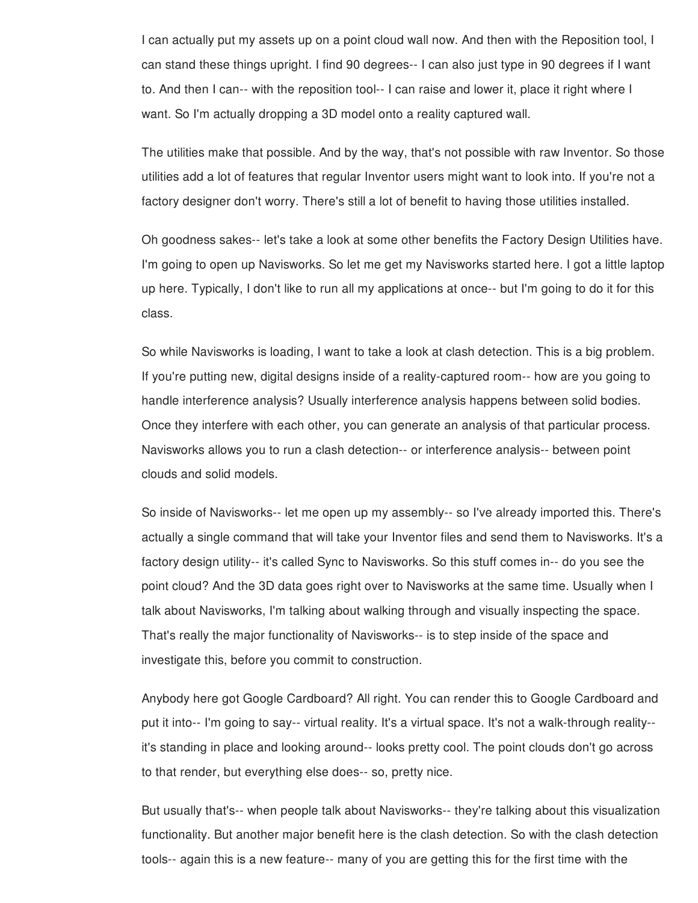I can actually put my assets up on a point cloud wall now. And then with the Reposition tool, I can stand these things upright. I find 90 degrees-- I can also just type in 90 degrees if I want to. And then I can-- with the reposition tool-- I can raise and lower it, place it right where I want. So I'm actually dropping a 3D model onto a reality captured wall.

The utilities make that possible. And by the way, that's not possible with raw Inventor. So those utilities add a lot of features that regular Inventor users might want to look into. If you're not a factory designer don't worry. There's still a lot of benefit to having those utilities installed.

Oh goodness sakes-- let's take a look at some other benefits the Factory Design Utilities have. I'm going to open up Navisworks. So let me get my Navisworks started here. I got a little laptop up here. Typically, I don't like to run all my applications at once-- but I'm going to do it for this class.

So while Navisworks is loading, I want to take a look at clash detection. This is a big problem. If you're putting new, digital designs inside of a reality-captured room-- how are you going to handle interference analysis? Usually interference analysis happens between solid bodies. Once they interfere with each other, you can generate an analysis of that particular process. Navisworks allows you to run a clash detection-- or interference analysis-- between point clouds and solid models.

So inside of Navisworks-- let me open up my assembly-- so I've already imported this. There's actually a single command that will take your Inventor files and send them to Navisworks. It's a factory design utility-- it's called Sync to Navisworks. So this stuff comes in-- do you see the point cloud? And the 3D data goes right over to Navisworks at the same time. Usually when I talk about Navisworks, I'm talking about walking through and visually inspecting the space. That's really the major functionality of Navisworks-- is to step inside of the space and investigate this, before you commit to construction.

Anybody here got Google Cardboard? All right. You can render this to Google Cardboard and put it into-- I'm going to say-- virtual reality. It's a virtual space. It's not a walk-through reality-- it's standing in place and looking around-- looks pretty cool. The point clouds don't go across to that render, but everything else does-- so, pretty nice.

But usually that's-- when people talk about Navisworks-- they're talking about this visualization functionality. But another major benefit here is the clash detection. So with the clash detection tools-- again this is a new feature-- many of you are getting this for the first time with the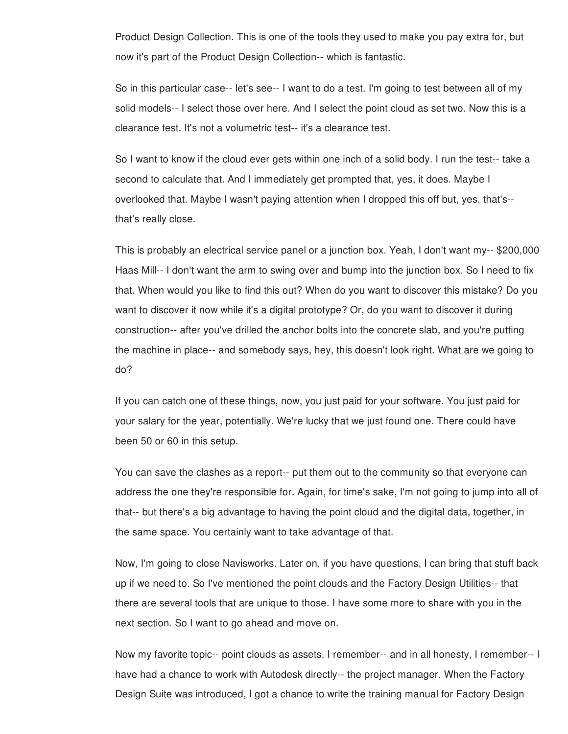Product Design Collection. This is one of the tools they used to make you pay extra for, but now it's part of the Product Design Collection-- which is fantastic.

So in this particular case-- let's see-- I want to do a test. I'm going to test between all of my solid models-- I select those over here. And I select the point cloud as set two. Now this is a clearance test. It's not a volumetric test-- it's a clearance test.

So I want to know if the cloud ever gets within one inch of a solid body. I run the test-- take a second to calculate that. And I immediately get prompted that, yes, it does. Maybe I overlooked that. Maybe I wasn't paying attention when I dropped this off but, yes, that's-- that's really close.

This is probably an electrical service panel or a junction box. Yeah, I don't want my-- $200,000 Haas Mill-- I don't want the arm to swing over and bump into the junction box. So I need to fix that. When would you like to find this out? When do you want to discover this mistake? Do you want to discover it now while it's a digital prototype? Or, do you want to discover it during construction-- after you've drilled the anchor bolts into the concrete slab, and you're putting the machine in place-- and somebody says, hey, this doesn't look right. What are we going to do?

If you can catch one of these things, now, you just paid for your software. You just paid for your salary for the year, potentially. We're lucky that we just found one. There could have been 50 or 60 in this setup.

You can save the clashes as a report-- put them out to the community so that everyone can address the one they're responsible for. Again, for time's sake, I'm not going to jump into all of that-- but there's a big advantage to having the point cloud and the digital data, together, in the same space. You certainly want to take advantage of that.

Now, I'm going to close Navisworks. Later on, if you have questions, I can bring that stuff back up if we need to. So I've mentioned the point clouds and the Factory Design Utilities-- that there are several tools that are unique to those. I have some more to share with you in the next section. So I want to go ahead and move on.

Now my favorite topic-- point clouds as assets. I remember-- and in all honesty, I remember-- I have had a chance to work with Autodesk directly-- the project manager. When the Factory Design Suite was introduced, I got a chance to write the training manual for Factory Design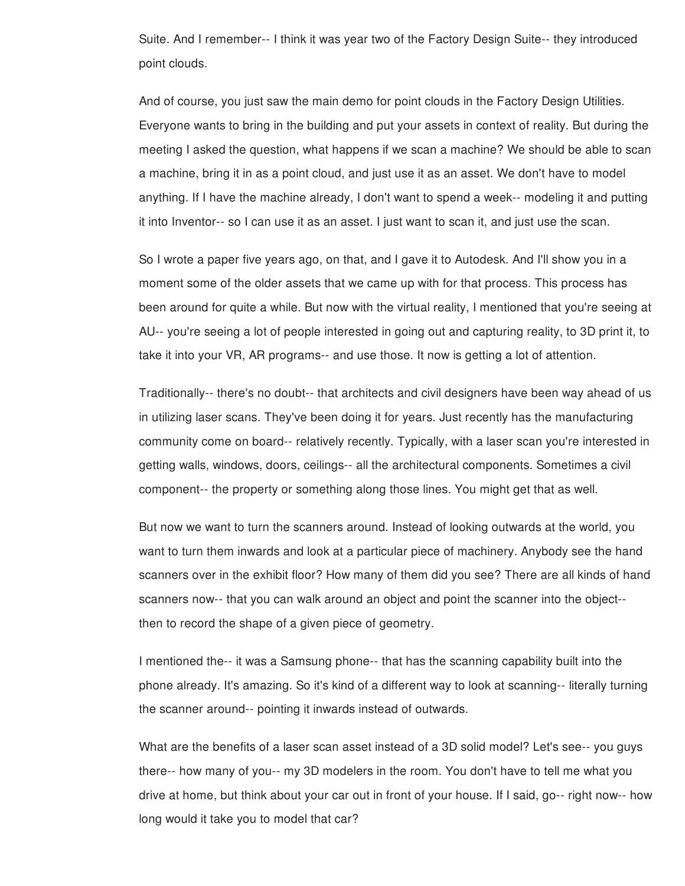Suite. And I remember-- I think it was year two of the Factory Design Suite-- they introduced point clouds.

And of course, you just saw the main demo for point clouds in the Factory Design Utilities. Everyone wants to bring in the building and put your assets in context of reality. But during the meeting I asked the question, what happens if we scan a machine? We should be able to scan a machine, bring it in as a point cloud, and just use it as an asset. We don't have to model anything. If I have the machine already, I don't want to spend a week-- modeling it and putting it into Inventor-- so I can use it as an asset. I just want to scan it, and just use the scan.

So I wrote a paper five years ago, on that, and I gave it to Autodesk. And I'll show you in a moment some of the older assets that we came up with for that process. This process has been around for quite a while. But now with the virtual reality, I mentioned that you're seeing at AU-- you're seeing a lot of people interested in going out and capturing reality, to 3D print it, to take it into your VR, AR programs-- and use those. It now is getting a lot of attention.

Traditionally-- there's no doubt-- that architects and civil designers have been way ahead of us in utilizing laser scans. They've been doing it for years. Just recently has the manufacturing community come on board-- relatively recently. Typically, with a laser scan you're interested in getting walls, windows, doors, ceilings-- all the architectural components. Sometimes a civil component-- the property or something along those lines. You might get that as well.

But now we want to turn the scanners around. Instead of looking outwards at the world, you want to turn them inwards and look at a particular piece of machinery. Anybody see the hand scanners over in the exhibit floor? How many of them did you see? There are all kinds of hand scanners now-- that you can walk around an object and point the scanner into the object-- then to record the shape of a given piece of geometry.

I mentioned the-- it was a Samsung phone-- that has the scanning capability built into the phone already. It's amazing. So it's kind of a different way to look at scanning-- literally turning the scanner around-- pointing it inwards instead of outwards.

What are the benefits of a laser scan asset instead of a 3D solid model? Let's see-- you guys there-- how many of you-- my 3D modelers in the room. You don't have to tell me what you drive at home, but think about your car out in front of your house. If I said, go-- right now-- how long would it take you to model that car?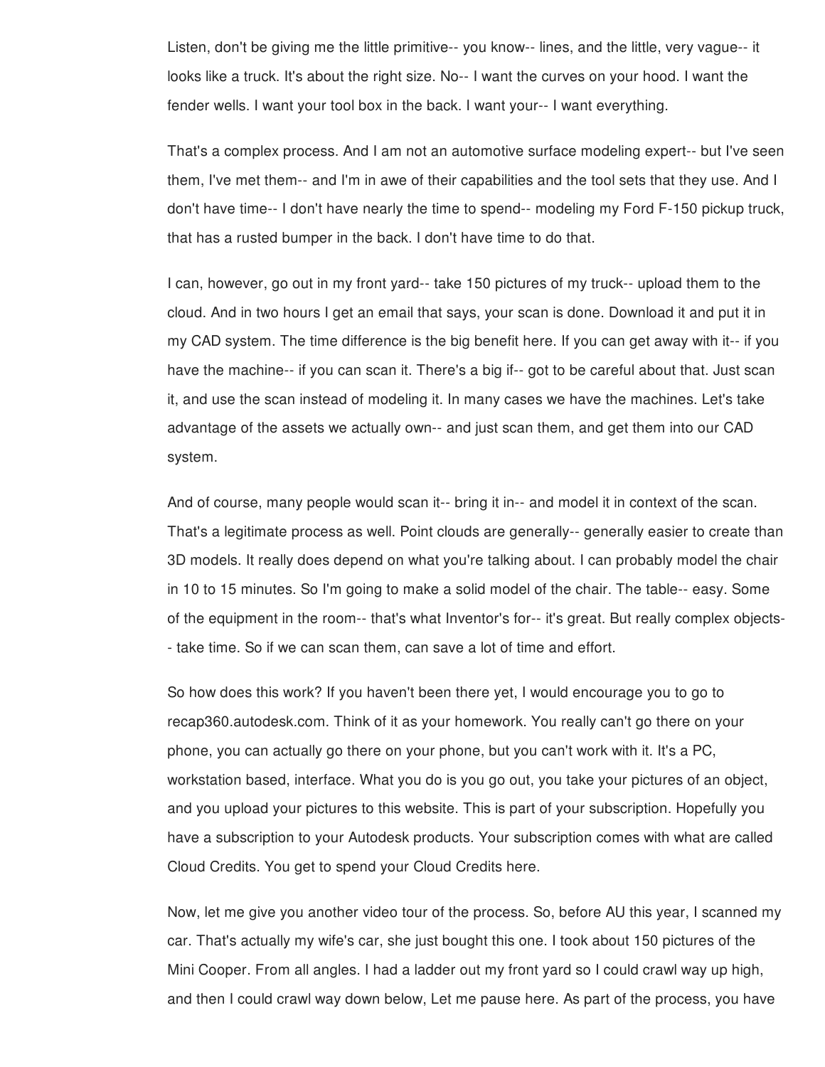Listen, don't be giving me the little primitive-- you know-- lines, and the little, very vague-- it looks like a truck. It's about the right size. No-- I want the curves on your hood. I want the fender wells. I want your tool box in the back. I want your-- I want everything.

That's a complex process. And I am not an automotive surface modeling expert-- but I've seen them, I've met them-- and I'm in awe of their capabilities and the tool sets that they use. And I don't have time-- I don't have nearly the time to spend-- modeling my Ford F-150 pickup truck, that has a rusted bumper in the back. I don't have time to do that.

I can, however, go out in my front yard-- take 150 pictures of my truck-- upload them to the cloud. And in two hours I get an email that says, your scan is done. Download it and put it in my CAD system. The time difference is the big benefit here. If you can get away with it-- if you have the machine-- if you can scan it. There's a big if-- got to be careful about that. Just scan it, and use the scan instead of modeling it. In many cases we have the machines. Let's take advantage of the assets we actually own-- and just scan them, and get them into our CAD system.

And of course, many people would scan it-- bring it in-- and model it in context of the scan. That's a legitimate process as well. Point clouds are generally-- generally easier to create than 3D models. It really does depend on what you're talking about. I can probably model the chair in 10 to 15 minutes. So I'm going to make a solid model of the chair. The table-- easy. Some of the equipment in the room-- that's what Inventor's for-- it's great. But really complex objects-- take time. So if we can scan them, can save a lot of time and effort.

So how does this work? If you haven't been there yet, I would encourage you to go to recap360.autodesk.com. Think of it as your homework. You really can't go there on your phone, you can actually go there on your phone, but you can't work with it. It's a PC, workstation based, interface. What you do is you go out, you take your pictures of an object, and you upload your pictures to this website. This is part of your subscription. Hopefully you have a subscription to your Autodesk products. Your subscription comes with what are called Cloud Credits. You get to spend your Cloud Credits here.

Now, let me give you another video tour of the process. So, before AU this year, I scanned my car. That's actually my wife's car, she just bought this one. I took about 150 pictures of the Mini Cooper. From all angles. I had a ladder out my front yard so I could crawl way up high, and then I could crawl way down below, Let me pause here. As part of the process, you have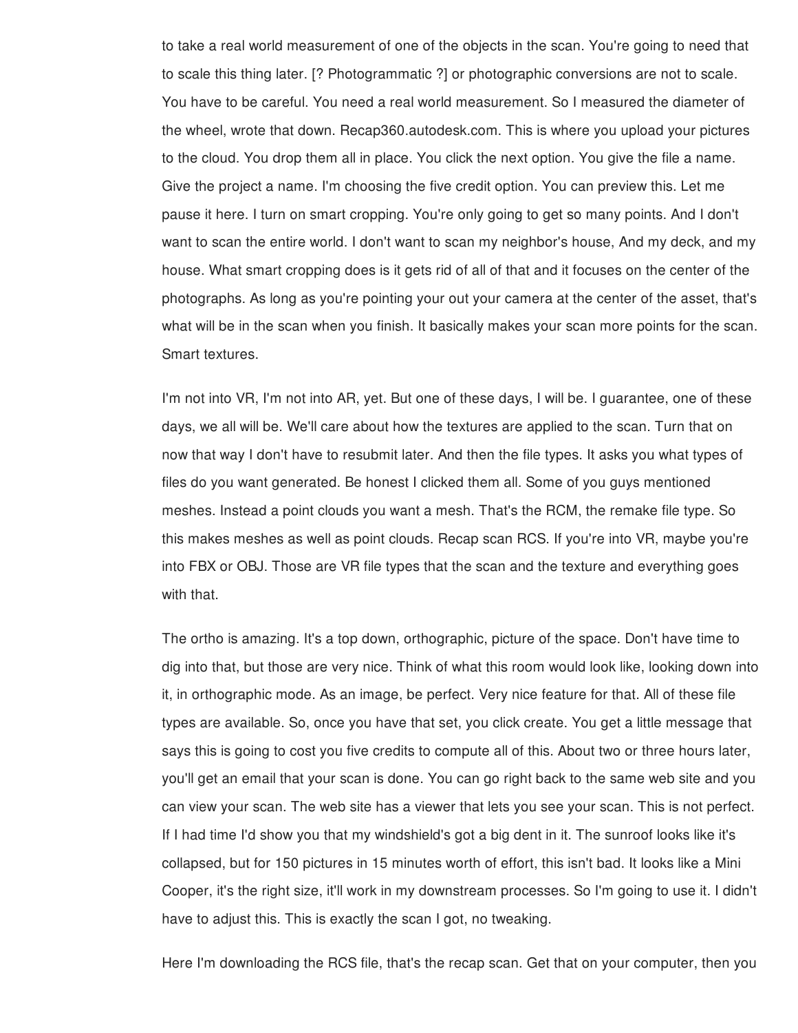to take a real world measurement of one of the objects in the scan. You're going to need that to scale this thing later. [? Photogrammatic ?] or photographic conversions are not to scale. You have to be careful. You need a real world measurement. So I measured the diameter of the wheel, wrote that down. Recap360.autodesk.com. This is where you upload your pictures to the cloud. You drop them all in place. You click the next option. You give the file a name. Give the project a name. I'm choosing the five credit option. You can preview this. Let me pause it here. I turn on smart cropping. You're only going to get so many points. And I don't want to scan the entire world. I don't want to scan my neighbor's house, And my deck, and my house. What smart cropping does is it gets rid of all of that and it focuses on the center of the photographs. As long as you're pointing your out your camera at the center of the asset, that's what will be in the scan when you finish. It basically makes your scan more points for the scan. Smart textures.

I'm not into VR, I'm not into AR, yet. But one of these days, I will be. I guarantee, one of these days, we all will be. We'll care about how the textures are applied to the scan. Turn that on now that way I don't have to resubmit later. And then the file types. It asks you what types of files do you want generated. Be honest I clicked them all. Some of you guys mentioned meshes. Instead a point clouds you want a mesh. That's the RCM, the remake file type. So this makes meshes as well as point clouds. Recap scan RCS. If you're into VR, maybe you're into FBX or OBJ. Those are VR file types that the scan and the texture and everything goes with that.

The ortho is amazing. It's a top down, orthographic, picture of the space. Don't have time to dig into that, but those are very nice. Think of what this room would look like, looking down into it, in orthographic mode. As an image, be perfect. Very nice feature for that. All of these file types are available. So, once you have that set, you click create. You get a little message that says this is going to cost you five credits to compute all of this. About two or three hours later, you'll get an email that your scan is done. You can go right back to the same web site and you can view your scan. The web site has a viewer that lets you see your scan. This is not perfect. If I had time I'd show you that my windshield's got a big dent in it. The sunroof looks like it's collapsed, but for 150 pictures in 15 minutes worth of effort, this isn't bad. It looks like a Mini Cooper, it's the right size, it'll work in my downstream processes. So I'm going to use it. I didn't have to adjust this. This is exactly the scan I got, no tweaking.

Here I'm downloading the RCS file, that's the recap scan. Get that on your computer, then you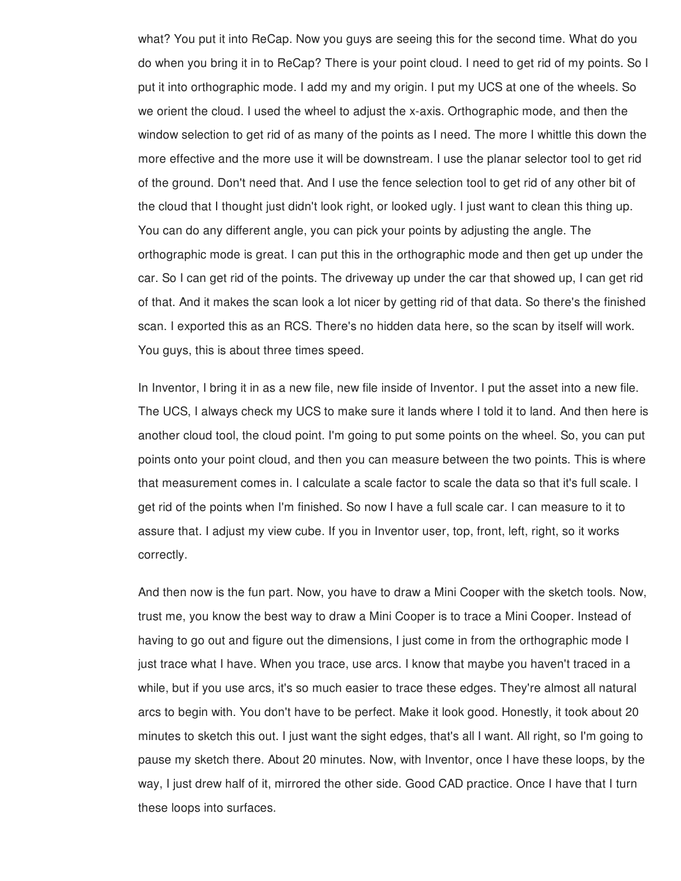what? You put it into ReCap. Now you guys are seeing this for the second time. What do you do when you bring it in to ReCap? There is your point cloud. I need to get rid of my points. So I put it into orthographic mode. I add my and my origin. I put my UCS at one of the wheels. So we orient the cloud. I used the wheel to adjust the x-axis. Orthographic mode, and then the window selection to get rid of as many of the points as I need. The more I whittle this down the more effective and the more use it will be downstream. I use the planar selector tool to get rid of the ground. Don't need that. And I use the fence selection tool to get rid of any other bit of the cloud that I thought just didn't look right, or looked ugly. I just want to clean this thing up. You can do any different angle, you can pick your points by adjusting the angle. The orthographic mode is great. I can put this in the orthographic mode and then get up under the car. So I can get rid of the points. The driveway up under the car that showed up, I can get rid of that. And it makes the scan look a lot nicer by getting rid of that data. So there's the finished scan. I exported this as an RCS. There's no hidden data here, so the scan by itself will work. You guys, this is about three times speed.

In Inventor, I bring it in as a new file, new file inside of Inventor. I put the asset into a new file. The UCS, I always check my UCS to make sure it lands where I told it to land. And then here is another cloud tool, the cloud point. I'm going to put some points on the wheel. So, you can put points onto your point cloud, and then you can measure between the two points. This is where that measurement comes in. I calculate a scale factor to scale the data so that it's full scale. I get rid of the points when I'm finished. So now I have a full scale car. I can measure to it to assure that. I adjust my view cube. If you in Inventor user, top, front, left, right, so it works correctly.

And then now is the fun part. Now, you have to draw a Mini Cooper with the sketch tools. Now, trust me, you know the best way to draw a Mini Cooper is to trace a Mini Cooper. Instead of having to go out and figure out the dimensions, I just come in from the orthographic mode I just trace what I have. When you trace, use arcs. I know that maybe you haven't traced in a while, but if you use arcs, it's so much easier to trace these edges. They're almost all natural arcs to begin with. You don't have to be perfect. Make it look good. Honestly, it took about 20 minutes to sketch this out. I just want the sight edges, that's all I want. All right, so I'm going to pause my sketch there. About 20 minutes. Now, with Inventor, once I have these loops, by the way, I just drew half of it, mirrored the other side. Good CAD practice. Once I have that I turn these loops into surfaces.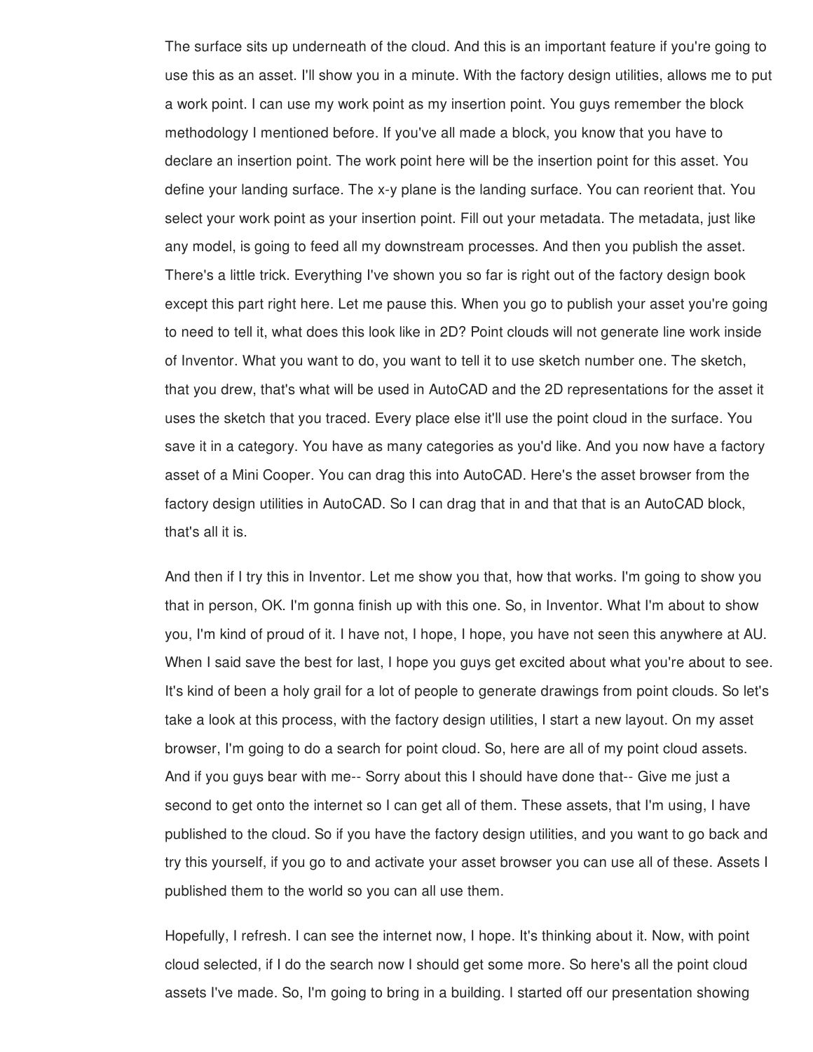The surface sits up underneath of the cloud. And this is an important feature if you're going to use this as an asset. I'll show you in a minute. With the factory design utilities, allows me to put a work point. I can use my work point as my insertion point. You guys remember the block methodology I mentioned before. If you've all made a block, you know that you have to declare an insertion point. The work point here will be the insertion point for this asset. You define your landing surface. The x-y plane is the landing surface. You can reorient that. You select your work point as your insertion point. Fill out your metadata. The metadata, just like any model, is going to feed all my downstream processes. And then you publish the asset. There's a little trick. Everything I've shown you so far is right out of the factory design book except this part right here. Let me pause this. When you go to publish your asset you're going to need to tell it, what does this look like in 2D? Point clouds will not generate line work inside of Inventor. What you want to do, you want to tell it to use sketch number one. The sketch, that you drew, that's what will be used in AutoCAD and the 2D representations for the asset it uses the sketch that you traced. Every place else it'll use the point cloud in the surface. You save it in a category. You have as many categories as you'd like. And you now have a factory asset of a Mini Cooper. You can drag this into AutoCAD. Here's the asset browser from the factory design utilities in AutoCAD. So I can drag that in and that that is an AutoCAD block, that's all it is.

And then if I try this in Inventor. Let me show you that, how that works. I'm going to show you that in person, OK. I'm gonna finish up with this one. So, in Inventor. What I'm about to show you, I'm kind of proud of it. I have not, I hope, I hope, you have not seen this anywhere at AU. When I said save the best for last, I hope you guys get excited about what you're about to see. It's kind of been a holy grail for a lot of people to generate drawings from point clouds. So let's take a look at this process, with the factory design utilities, I start a new layout. On my asset browser, I'm going to do a search for point cloud. So, here are all of my point cloud assets. And if you guys bear with me-- Sorry about this I should have done that-- Give me just a second to get onto the internet so I can get all of them. These assets, that I'm using, I have published to the cloud. So if you have the factory design utilities, and you want to go back and try this yourself, if you go to and activate your asset browser you can use all of these. Assets I published them to the world so you can all use them.

Hopefully, I refresh. I can see the internet now, I hope. It's thinking about it. Now, with point cloud selected, if I do the search now I should get some more. So here's all the point cloud assets I've made. So, I'm going to bring in a building. I started off our presentation showing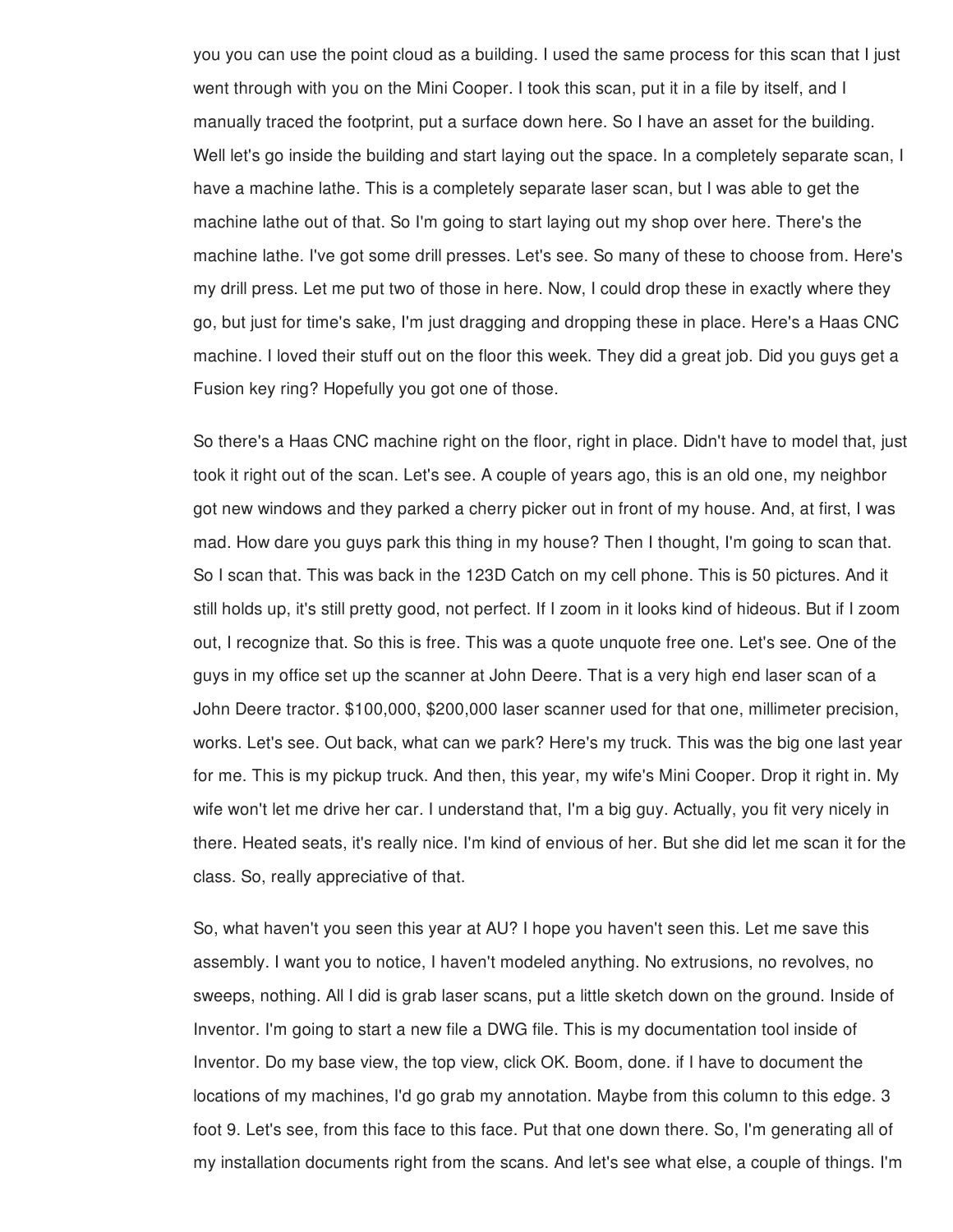you you can use the point cloud as a building. I used the same process for this scan that I just went through with you on the Mini Cooper. I took this scan, put it in a file by itself, and I manually traced the footprint, put a surface down here. So I have an asset for the building. Well let's go inside the building and start laying out the space. In a completely separate scan, I have a machine lathe. This is a completely separate laser scan, but I was able to get the machine lathe out of that. So I'm going to start laying out my shop over here. There's the machine lathe. I've got some drill presses. Let's see. So many of these to choose from. Here's my drill press. Let me put two of those in here. Now, I could drop these in exactly where they go, but just for time's sake, I'm just dragging and dropping these in place. Here's a Haas CNC machine. I loved their stuff out on the floor this week. They did a great job. Did you guys get a Fusion key ring? Hopefully you got one of those.

So there's a Haas CNC machine right on the floor, right in place. Didn't have to model that, just took it right out of the scan. Let's see. A couple of years ago, this is an old one, my neighbor got new windows and they parked a cherry picker out in front of my house. And, at first, I was mad. How dare you guys park this thing in my house? Then I thought, I'm going to scan that. So I scan that. This was back in the 123D Catch on my cell phone. This is 50 pictures. And it still holds up, it's still pretty good, not perfect. If I zoom in it looks kind of hideous. But if I zoom out, I recognize that. So this is free. This was a quote unquote free one. Let's see. One of the guys in my office set up the scanner at John Deere. That is a very high end laser scan of a John Deere tractor. $100,000, $200,000 laser scanner used for that one, millimeter precision, works. Let's see. Out back, what can we park? Here's my truck. This was the big one last year for me. This is my pickup truck. And then, this year, my wife's Mini Cooper. Drop it right in. My wife won't let me drive her car. I understand that, I'm a big guy. Actually, you fit very nicely in there. Heated seats, it's really nice. I'm kind of envious of her. But she did let me scan it for the class. So, really appreciative of that.

So, what haven't you seen this year at AU? I hope you haven't seen this. Let me save this assembly. I want you to notice, I haven't modeled anything. No extrusions, no revolves, no sweeps, nothing. All I did is grab laser scans, put a little sketch down on the ground. Inside of Inventor. I'm going to start a new file a DWG file. This is my documentation tool inside of Inventor. Do my base view, the top view, click OK. Boom, done. if I have to document the locations of my machines, I'd go grab my annotation. Maybe from this column to this edge. 3 foot 9. Let's see, from this face to this face. Put that one down there. So, I'm generating all of my installation documents right from the scans. And let's see what else, a couple of things. I'm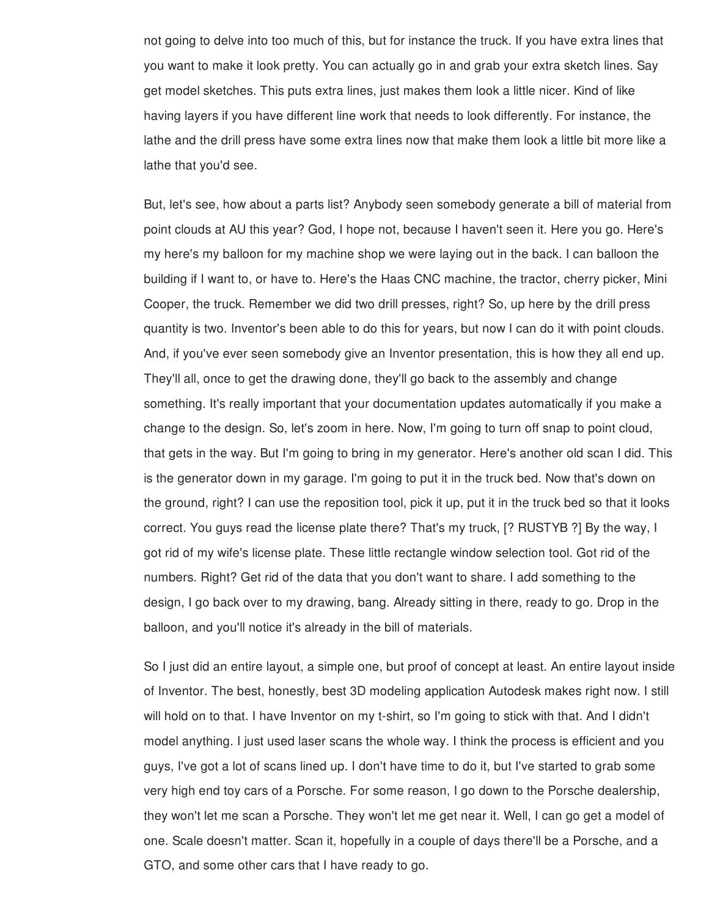not going to delve into too much of this, but for instance the truck. If you have extra lines that you want to make it look pretty. You can actually go in and grab your extra sketch lines. Say get model sketches. This puts extra lines, just makes them look a little nicer. Kind of like having layers if you have different line work that needs to look differently. For instance, the lathe and the drill press have some extra lines now that make them look a little bit more like a lathe that you'd see.

But, let's see, how about a parts list? Anybody seen somebody generate a bill of material from point clouds at AU this year? God, I hope not, because I haven't seen it. Here you go. Here's my here's my balloon for my machine shop we were laying out in the back. I can balloon the building if I want to, or have to. Here's the Haas CNC machine, the tractor, cherry picker, Mini Cooper, the truck. Remember we did two drill presses, right? So, up here by the drill press quantity is two. Inventor's been able to do this for years, but now I can do it with point clouds. And, if you've ever seen somebody give an Inventor presentation, this is how they all end up. They'll all, once to get the drawing done, they'll go back to the assembly and change something. It's really important that your documentation updates automatically if you make a change to the design. So, let's zoom in here. Now, I'm going to turn off snap to point cloud, that gets in the way. But I'm going to bring in my generator. Here's another old scan I did. This is the generator down in my garage. I'm going to put it in the truck bed. Now that's down on the ground, right? I can use the reposition tool, pick it up, put it in the truck bed so that it looks correct. You guys read the license plate there? That's my truck, [? RUSTYB ?] By the way, I got rid of my wife's license plate. These little rectangle window selection tool. Got rid of the numbers. Right? Get rid of the data that you don't want to share. I add something to the design, I go back over to my drawing, bang. Already sitting in there, ready to go. Drop in the balloon, and you'll notice it's already in the bill of materials.

So I just did an entire layout, a simple one, but proof of concept at least. An entire layout inside of Inventor. The best, honestly, best 3D modeling application Autodesk makes right now. I still will hold on to that. I have Inventor on my t-shirt, so I'm going to stick with that. And I didn't model anything. I just used laser scans the whole way. I think the process is efficient and you guys, I've got a lot of scans lined up. I don't have time to do it, but I've started to grab some very high end toy cars of a Porsche. For some reason, I go down to the Porsche dealership, they won't let me scan a Porsche. They won't let me get near it. Well, I can go get a model of one. Scale doesn't matter. Scan it, hopefully in a couple of days there'll be a Porsche, and a GTO, and some other cars that I have ready to go.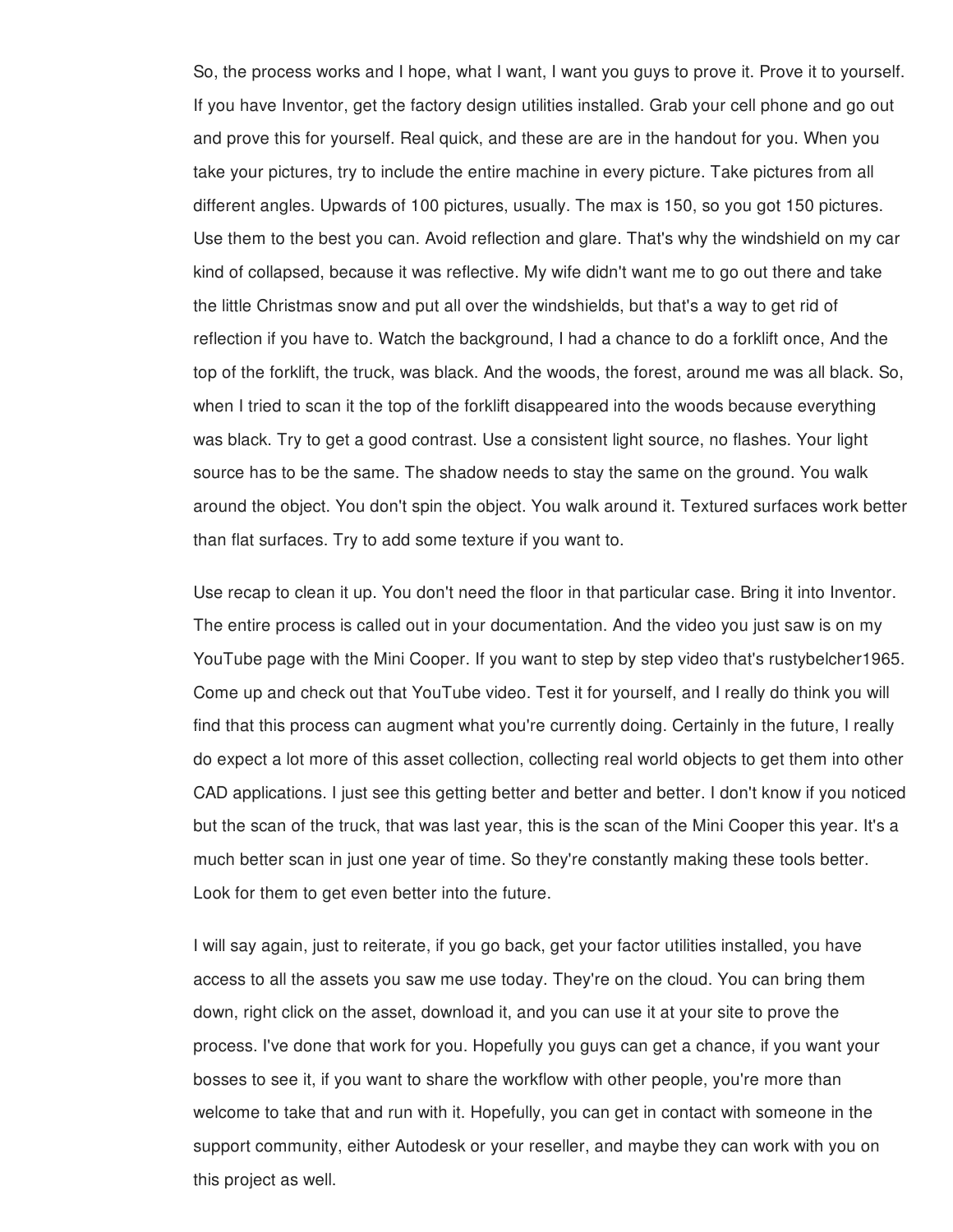So, the process works and I hope, what I want, I want you guys to prove it. Prove it to yourself. If you have Inventor, get the factory design utilities installed. Grab your cell phone and go out and prove this for yourself. Real quick, and these are are in the handout for you. When you take your pictures, try to include the entire machine in every picture. Take pictures from all different angles. Upwards of 100 pictures, usually. The max is 150, so you got 150 pictures. Use them to the best you can. Avoid reflection and glare. That's why the windshield on my car kind of collapsed, because it was reflective. My wife didn't want me to go out there and take the little Christmas snow and put all over the windshields, but that's a way to get rid of reflection if you have to. Watch the background, I had a chance to do a forklift once, And the top of the forklift, the truck, was black. And the woods, the forest, around me was all black. So, when I tried to scan it the top of the forklift disappeared into the woods because everything was black. Try to get a good contrast. Use a consistent light source, no flashes. Your light source has to be the same. The shadow needs to stay the same on the ground. You walk around the object. You don't spin the object. You walk around it. Textured surfaces work better than flat surfaces. Try to add some texture if you want to.

Use recap to clean it up. You don't need the floor in that particular case. Bring it into Inventor. The entire process is called out in your documentation. And the video you just saw is on my YouTube page with the Mini Cooper. If you want to step by step video that's rustybelcher1965. Come up and check out that YouTube video. Test it for yourself, and I really do think you will find that this process can augment what you're currently doing. Certainly in the future, I really do expect a lot more of this asset collection, collecting real world objects to get them into other CAD applications. I just see this getting better and better and better. I don't know if you noticed but the scan of the truck, that was last year, this is the scan of the Mini Cooper this year. It's a much better scan in just one year of time. So they're constantly making these tools better. Look for them to get even better into the future.

I will say again, just to reiterate, if you go back, get your factor utilities installed, you have access to all the assets you saw me use today. They're on the cloud. You can bring them down, right click on the asset, download it, and you can use it at your site to prove the process. I've done that work for you. Hopefully you guys can get a chance, if you want your bosses to see it, if you want to share the workflow with other people, you're more than welcome to take that and run with it. Hopefully, you can get in contact with someone in the support community, either Autodesk or your reseller, and maybe they can work with you on this project as well.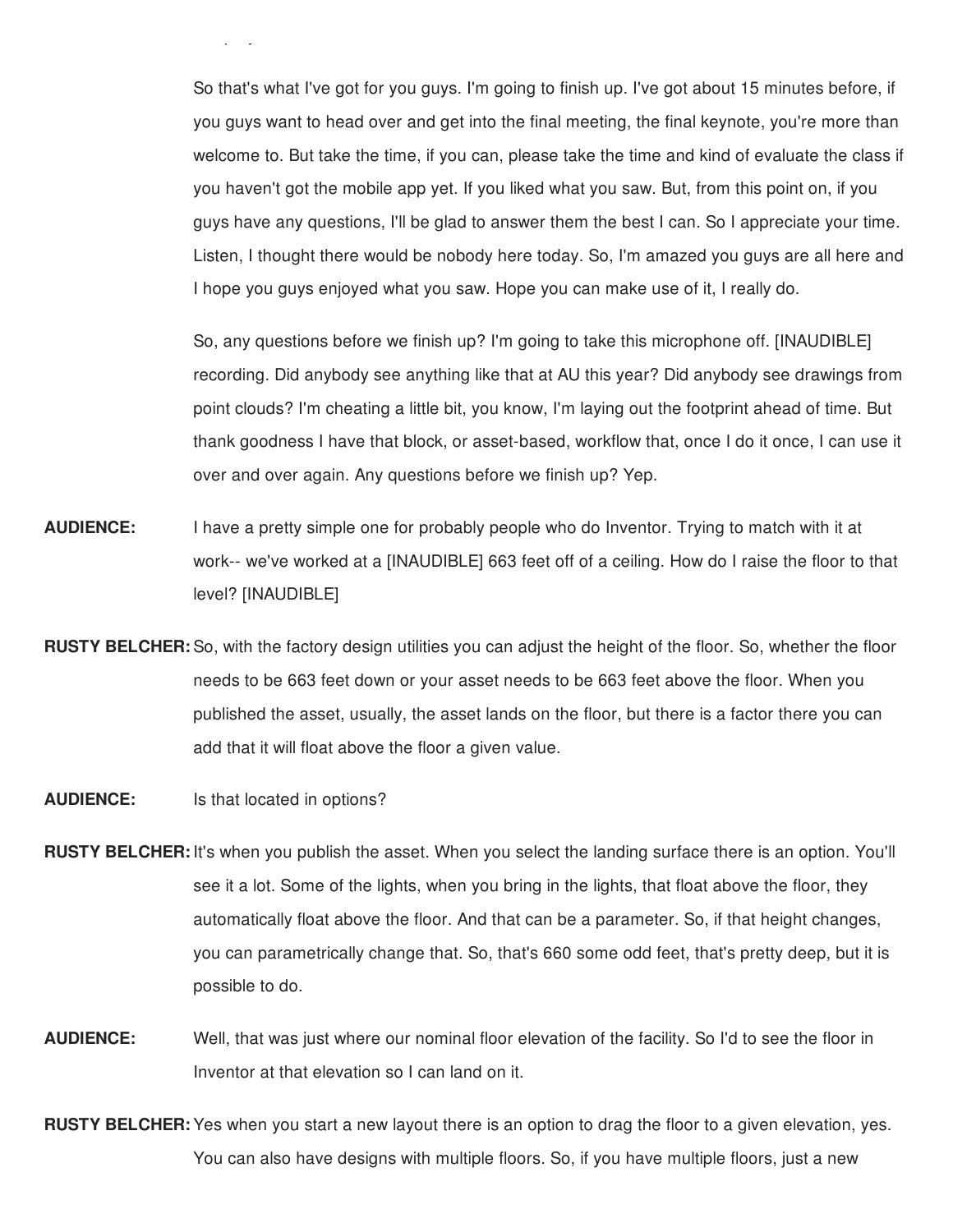So that's what I've got for you guys. I'm going to finish up. I've got about 15 minutes before, if you guys want to head over and get into the final meeting, the final keynote, you're more than welcome to. But take the time, if you can, please take the time and kind of evaluate the class if you haven't got the mobile app yet. If you liked what you saw. But, from this point on, if you guys have any questions, I'll be glad to answer them the best I can. So I appreciate your time. Listen, I thought there would be nobody here today. So, I'm amazed you guys are all here and I hope you guys enjoyed what you saw. Hope you can make use of it, I really do.

So, any questions before we finish up? I'm going to take this microphone off. [INAUDIBLE] recording. Did anybody see anything like that at AU this year? Did anybody see drawings from point clouds? I'm cheating a little bit, you know, I'm laying out the footprint ahead of time. But thank goodness I have that block, or asset-based, workflow that, once I do it once, I can use it over and over again. Any questions before we finish up? Yep.

**AUDIENCE:** I have a pretty simple one for probably people who do Inventor. Trying to match with it at work-- we've worked at a [INAUDIBLE] 663 feet off of a ceiling. How do I raise the floor to that level? [INAUDIBLE]

**RUSTY BELCHER:** So, with the factory design utilities you can adjust the height of the floor. So, whether the floor needs to be 663 feet down or your asset needs to be 663 feet above the floor. When you published the asset, usually, the asset lands on the floor, but there is a factor there you can add that it will float above the floor a given value.

**AUDIENCE:** Is that located in options?

**RUSTY BELCHER:** It's when you publish the asset. When you select the landing surface there is an option. You'll see it a lot. Some of the lights, when you bring in the lights, that float above the floor, they automatically float above the floor. And that can be a parameter. So, if that height changes, you can parametrically change that. So, that's 660 some odd feet, that's pretty deep, but it is possible to do.

**AUDIENCE:** Well, that was just where our nominal floor elevation of the facility. So I'd to see the floor in Inventor at that elevation so I can land on it.

**RUSTY BELCHER:** Yes when you start a new layout there is an option to drag the floor to a given elevation, yes. You can also have designs with multiple floors. So, if you have multiple floors, just a new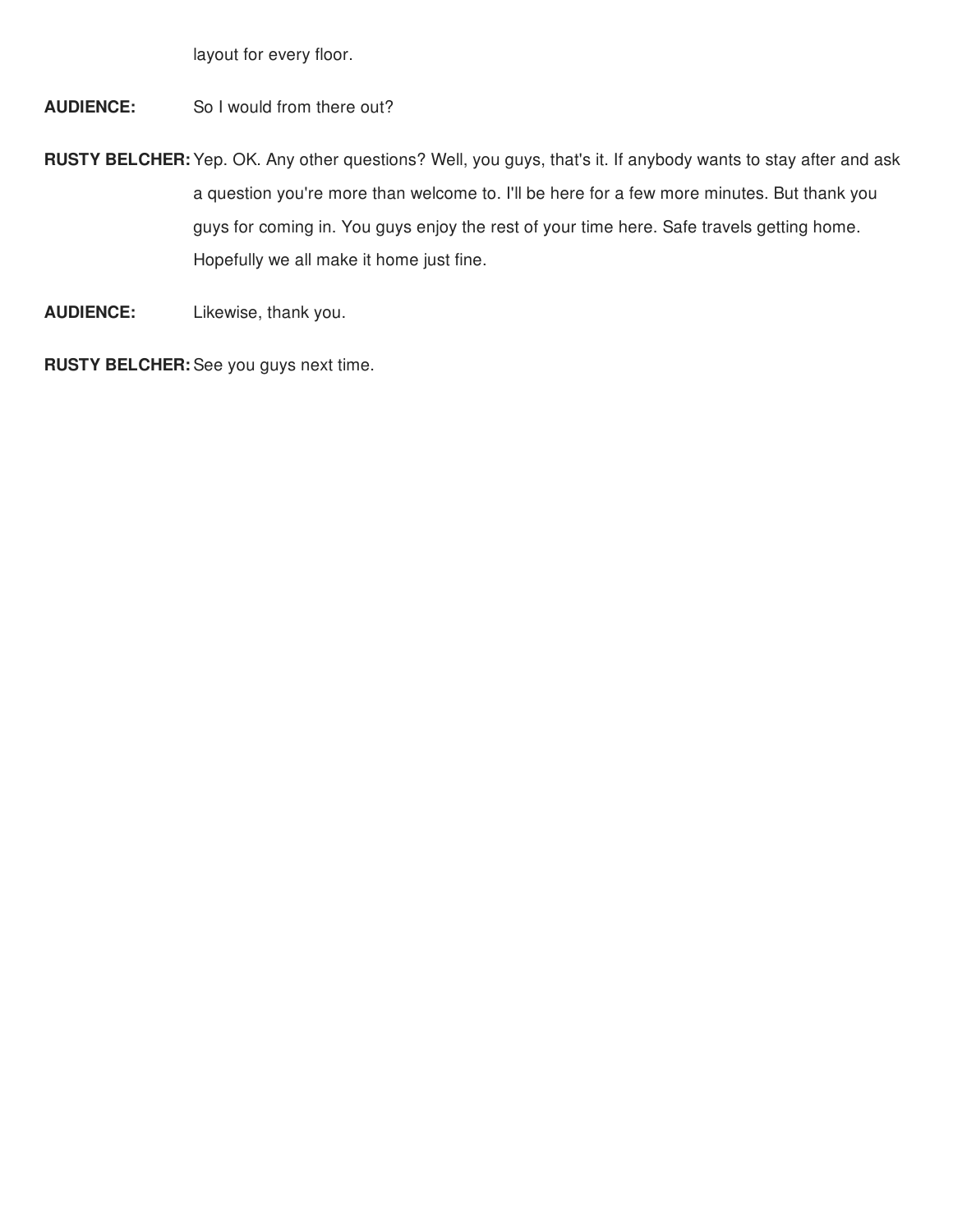layout for every floor.

**AUDIENCE:** So I would from there out?

**RUSTY BELCHER:** Yep. OK. Any other questions? Well, you guys, that's it. If anybody wants to stay after and ask a question you're more than welcome to. I'll be here for a few more minutes. But thank you guys for coming in. You guys enjoy the rest of your time here. Safe travels getting home. Hopefully we all make it home just fine.

**AUDIENCE:** Likewise, thank you.

**RUSTY BELCHER:** See you guys next time.